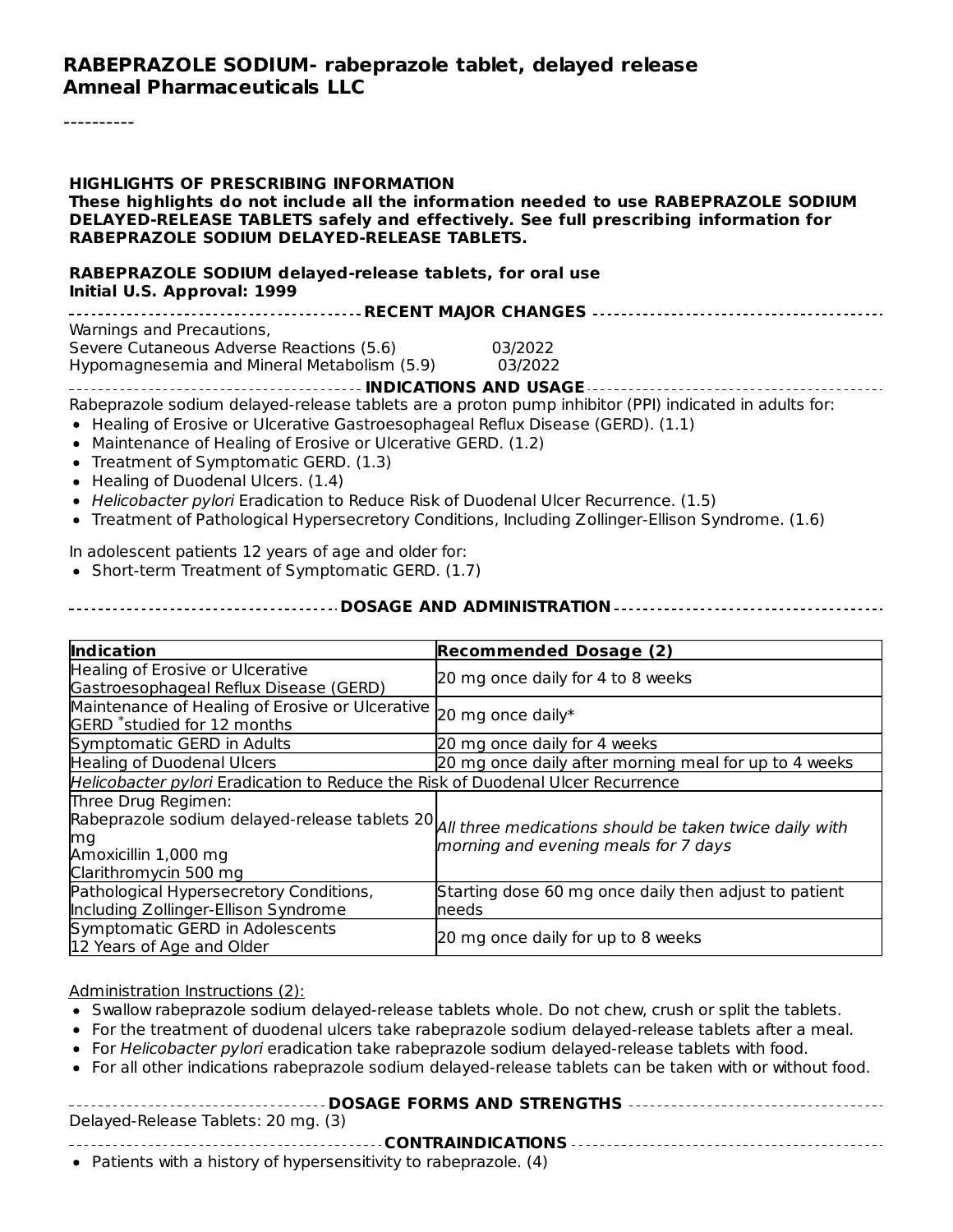# RABEPRAZOLE SODIUM- rabeprazole tablet, delayed release
# Amneal Pharmaceuticals LLC

----------

**HIGHLIGHTS OF PRESCRIBING INFORMATION**
**These highlights do not include all the information needed to use RABEPRAZOLE SODIUM DELAYED-RELEASE TABLETS safely and effectively. See full prescribing information for RABEPRAZOLE SODIUM DELAYED-RELEASE TABLETS.**

**RABEPRAZOLE SODIUM delayed-release tablets, for oral use**
**Initial U.S. Approval: 1999**

## RECENT MAJOR CHANGES

Warnings and Precautions,
Severe Cutaneous Adverse Reactions (5.6) 03/2022
Hypomagnesemia and Mineral Metabolism (5.9) 03/2022

## INDICATIONS AND USAGE

Rabeprazole sodium delayed-release tablets are a proton pump inhibitor (PPI) indicated in adults for:

- Healing of Erosive or Ulcerative Gastroesophageal Reflux Disease (GERD). (1.1)
- Maintenance of Healing of Erosive or Ulcerative GERD. (1.2)
- Treatment of Symptomatic GERD. (1.3)
- Healing of Duodenal Ulcers. (1.4)
- *Helicobacter pylori* Eradication to Reduce Risk of Duodenal Ulcer Recurrence. (1.5)
- Treatment of Pathological Hypersecretory Conditions, Including Zollinger-Ellison Syndrome. (1.6)

In adolescent patients 12 years of age and older for:

- Short-term Treatment of Symptomatic GERD. (1.7)

## DOSAGE AND ADMINISTRATION

| Indication | Recommended Dosage (2) |
|---|---|
| Healing of Erosive or Ulcerative Gastroesophageal Reflux Disease (GERD) | 20 mg once daily for 4 to 8 weeks |
| Maintenance of Healing of Erosive or Ulcerative GERD *studied for 12 months | 20 mg once daily* |
| Symptomatic GERD in Adults | 20 mg once daily for 4 weeks |
| Healing of Duodenal Ulcers | 20 mg once daily after morning meal for up to 4 weeks |
| *Helicobacter pylori* Eradication to Reduce the Risk of Duodenal Ulcer Recurrence | |
| Three Drug Regimen: Rabeprazole sodium delayed-release tablets 20 mg Amoxicillin 1,000 mg Clarithromycin 500 mg | *All three medications should be taken twice daily with morning and evening meals for 7 days* |
| Pathological Hypersecretory Conditions, Including Zollinger-Ellison Syndrome | Starting dose 60 mg once daily then adjust to patient needs |
| Symptomatic GERD in Adolescents 12 Years of Age and Older | 20 mg once daily for up to 8 weeks |

Administration Instructions (2):

- Swallow rabeprazole sodium delayed-release tablets whole. Do not chew, crush or split the tablets.
- For the treatment of duodenal ulcers take rabeprazole sodium delayed-release tablets after a meal.
- For *Helicobacter pylori* eradication take rabeprazole sodium delayed-release tablets with food.
- For all other indications rabeprazole sodium delayed-release tablets can be taken with or without food.

## DOSAGE FORMS AND STRENGTHS

Delayed-Release Tablets: 20 mg. (3)

## CONTRAINDICATIONS

- Patients with a history of hypersensitivity to rabeprazole. (4)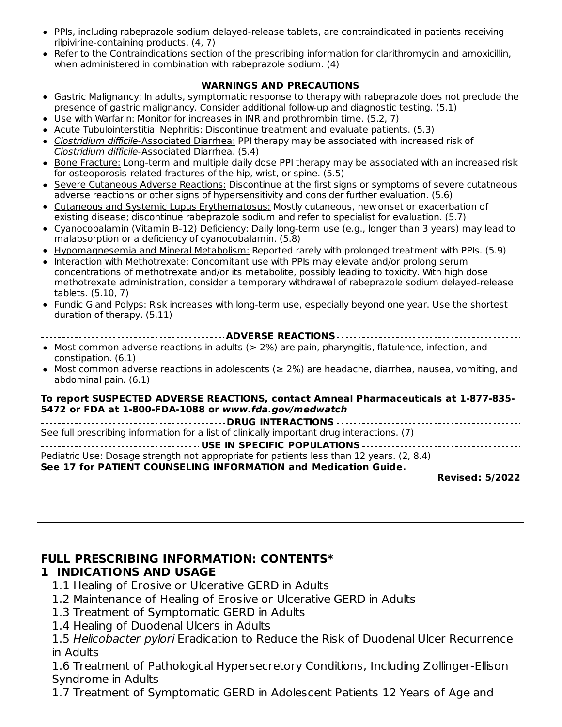- PPIs, including rabeprazole sodium delayed-release tablets, are contraindicated in patients receiving rilpivirine-containing products. (4, 7)
- Refer to the Contraindications section of the prescribing information for clarithromycin and amoxicillin, when administered in combination with rabeprazole sodium. (4)

**WARNINGS AND PRECAUTIONS**

- Gastric Malignancy: In adults, symptomatic response to therapy with rabeprazole does not preclude the presence of gastric malignancy. Consider additional follow-up and diagnostic testing. (5.1)
- Use with Warfarin: Monitor for increases in INR and prothrombin time. (5.2, 7)
- Acute Tubulointerstitial Nephritis: Discontinue treatment and evaluate patients. (5.3)
- *Clostridium difficile*-Associated Diarrhea: PPI therapy may be associated with increased risk of *Clostridium difficile*-Associated Diarrhea. (5.4)
- Bone Fracture: Long-term and multiple daily dose PPI therapy may be associated with an increased risk for osteoporosis-related fractures of the hip, wrist, or spine. (5.5)
- Severe Cutaneous Adverse Reactions: Discontinue at the first signs or symptoms of severe cutatneous adverse reactions or other signs of hypersensitivity and consider further evaluation. (5.6)
- Cutaneous and Systemic Lupus Erythematosus: Mostly cutaneous, new onset or exacerbation of existing disease; discontinue rabeprazole sodium and refer to specialist for evaluation. (5.7)
- Cyanocobalamin (Vitamin B-12) Deficiency: Daily long-term use (e.g., longer than 3 years) may lead to malabsorption or a deficiency of cyanocobalamin. (5.8)
- Hypomagnesemia and Mineral Metabolism: Reported rarely with prolonged treatment with PPIs. (5.9)
- Interaction with Methotrexate: Concomitant use with PPIs may elevate and/or prolong serum concentrations of methotrexate and/or its metabolite, possibly leading to toxicity. With high dose methotrexate administration, consider a temporary withdrawal of rabeprazole sodium delayed-release tablets. (5.10, 7)
- Fundic Gland Polyps: Risk increases with long-term use, especially beyond one year. Use the shortest duration of therapy. (5.11)

**ADVERSE REACTIONS**

- Most common adverse reactions in adults (> 2%) are pain, pharyngitis, flatulence, infection, and constipation. (6.1)
- Most common adverse reactions in adolescents (≥ 2%) are headache, diarrhea, nausea, vomiting, and abdominal pain. (6.1)

**To report SUSPECTED ADVERSE REACTIONS, contact Amneal Pharmaceuticals at 1-877-835-5472 or FDA at 1-800-FDA-1088 or *www.fda.gov/medwatch***

**DRUG INTERACTIONS**

See full prescribing information for a list of clinically important drug interactions. (7)

**USE IN SPECIFIC POPULATIONS**

Pediatric Use: Dosage strength not appropriate for patients less than 12 years. (2, 8.4)

**See 17 for PATIENT COUNSELING INFORMATION and Medication Guide.**

**Revised: 5/2022**

## FULL PRESCRIBING INFORMATION: CONTENTS*

### 1 INDICATIONS AND USAGE

1.1 Healing of Erosive or Ulcerative GERD in Adults

1.2 Maintenance of Healing of Erosive or Ulcerative GERD in Adults

1.3 Treatment of Symptomatic GERD in Adults

1.4 Healing of Duodenal Ulcers in Adults

1.5 *Helicobacter pylori* Eradication to Reduce the Risk of Duodenal Ulcer Recurrence in Adults

1.6 Treatment of Pathological Hypersecretory Conditions, Including Zollinger-Ellison Syndrome in Adults

1.7 Treatment of Symptomatic GERD in Adolescent Patients 12 Years of Age and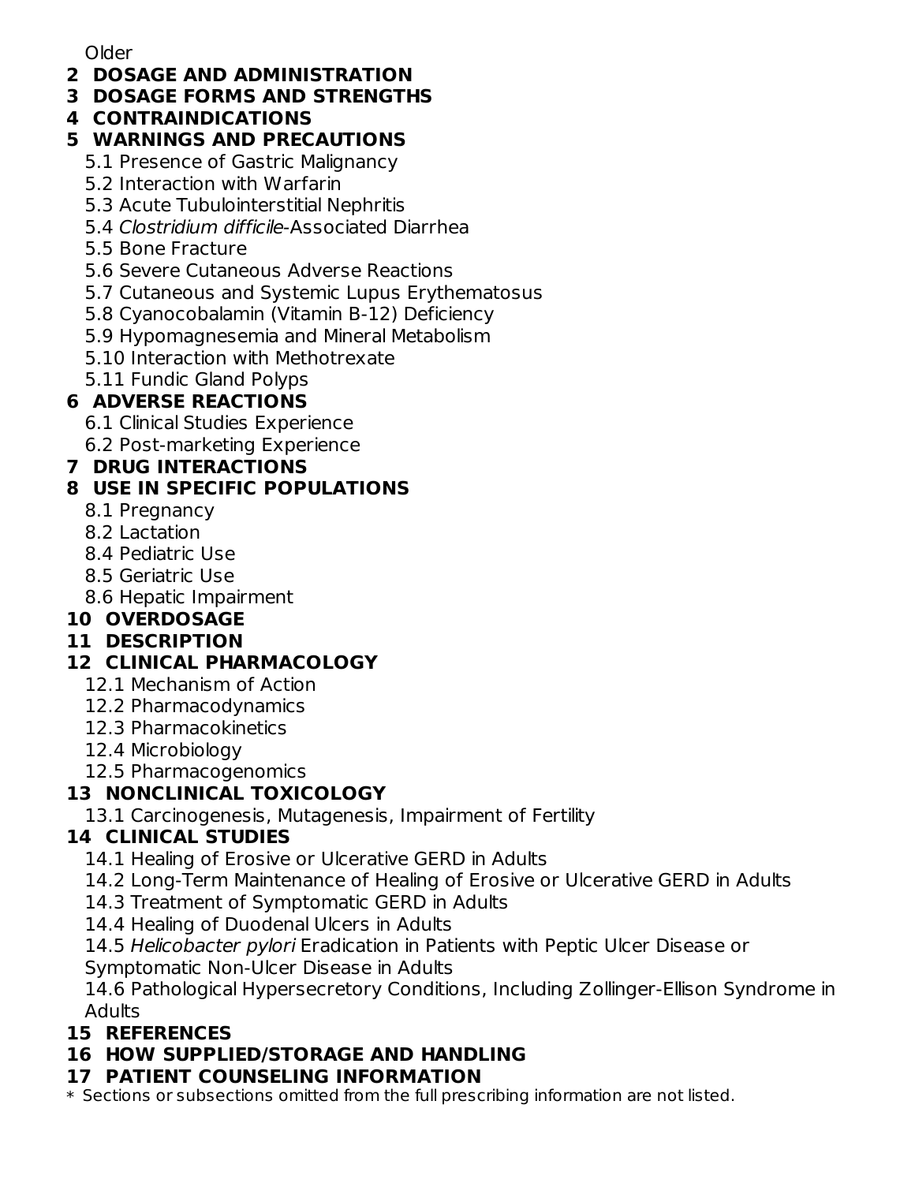Older

**2 DOSAGE AND ADMINISTRATION**

**3 DOSAGE FORMS AND STRENGTHS**

**4 CONTRAINDICATIONS**

**5 WARNINGS AND PRECAUTIONS**

5.1 Presence of Gastric Malignancy

5.2 Interaction with Warfarin

5.3 Acute Tubulointerstitial Nephritis

5.4 *Clostridium difficile*-Associated Diarrhea

5.5 Bone Fracture

5.6 Severe Cutaneous Adverse Reactions

5.7 Cutaneous and Systemic Lupus Erythematosus

5.8 Cyanocobalamin (Vitamin B-12) Deficiency

5.9 Hypomagnesemia and Mineral Metabolism

5.10 Interaction with Methotrexate

5.11 Fundic Gland Polyps

**6 ADVERSE REACTIONS**

6.1 Clinical Studies Experience

6.2 Post-marketing Experience

**7 DRUG INTERACTIONS**

**8 USE IN SPECIFIC POPULATIONS**

8.1 Pregnancy

8.2 Lactation

8.4 Pediatric Use

8.5 Geriatric Use

8.6 Hepatic Impairment

**10 OVERDOSAGE**

**11 DESCRIPTION**

**12 CLINICAL PHARMACOLOGY**

12.1 Mechanism of Action

12.2 Pharmacodynamics

12.3 Pharmacokinetics

12.4 Microbiology

12.5 Pharmacogenomics

**13 NONCLINICAL TOXICOLOGY**

13.1 Carcinogenesis, Mutagenesis, Impairment of Fertility

**14 CLINICAL STUDIES**

14.1 Healing of Erosive or Ulcerative GERD in Adults

14.2 Long-Term Maintenance of Healing of Erosive or Ulcerative GERD in Adults

14.3 Treatment of Symptomatic GERD in Adults

14.4 Healing of Duodenal Ulcers in Adults

14.5 *Helicobacter pylori* Eradication in Patients with Peptic Ulcer Disease or Symptomatic Non-Ulcer Disease in Adults

14.6 Pathological Hypersecretory Conditions, Including Zollinger-Ellison Syndrome in Adults

**15 REFERENCES**

**16 HOW SUPPLIED/STORAGE AND HANDLING**

**17 PATIENT COUNSELING INFORMATION**

* Sections or subsections omitted from the full prescribing information are not listed.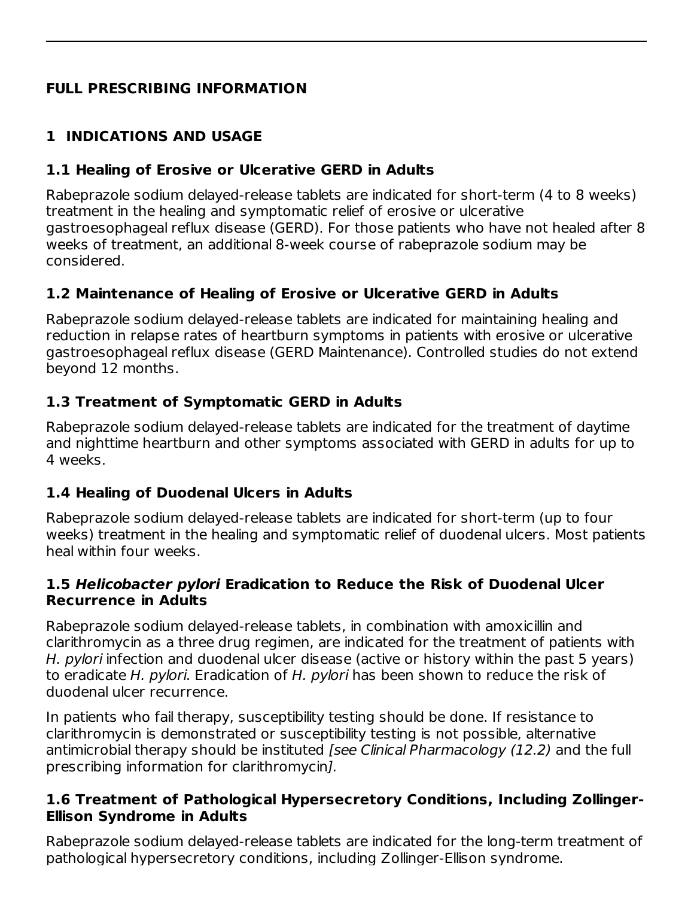# FULL PRESCRIBING INFORMATION

## 1 INDICATIONS AND USAGE

### 1.1 Healing of Erosive or Ulcerative GERD in Adults

Rabeprazole sodium delayed-release tablets are indicated for short-term (4 to 8 weeks) treatment in the healing and symptomatic relief of erosive or ulcerative gastroesophageal reflux disease (GERD). For those patients who have not healed after 8 weeks of treatment, an additional 8-week course of rabeprazole sodium may be considered.

### 1.2 Maintenance of Healing of Erosive or Ulcerative GERD in Adults

Rabeprazole sodium delayed-release tablets are indicated for maintaining healing and reduction in relapse rates of heartburn symptoms in patients with erosive or ulcerative gastroesophageal reflux disease (GERD Maintenance). Controlled studies do not extend beyond 12 months.

### 1.3 Treatment of Symptomatic GERD in Adults

Rabeprazole sodium delayed-release tablets are indicated for the treatment of daytime and nighttime heartburn and other symptoms associated with GERD in adults for up to 4 weeks.

### 1.4 Healing of Duodenal Ulcers in Adults

Rabeprazole sodium delayed-release tablets are indicated for short-term (up to four weeks) treatment in the healing and symptomatic relief of duodenal ulcers. Most patients heal within four weeks.

### 1.5 *Helicobacter pylori* Eradication to Reduce the Risk of Duodenal Ulcer Recurrence in Adults

Rabeprazole sodium delayed-release tablets, in combination with amoxicillin and clarithromycin as a three drug regimen, are indicated for the treatment of patients with *H. pylori* infection and duodenal ulcer disease (active or history within the past 5 years) to eradicate *H. pylori*. Eradication of *H. pylori* has been shown to reduce the risk of duodenal ulcer recurrence.

In patients who fail therapy, susceptibility testing should be done. If resistance to clarithromycin is demonstrated or susceptibility testing is not possible, alternative antimicrobial therapy should be instituted *[see Clinical Pharmacology (12.2)* and the full prescribing information for clarithromycin*].*

### 1.6 Treatment of Pathological Hypersecretory Conditions, Including Zollinger-Ellison Syndrome in Adults

Rabeprazole sodium delayed-release tablets are indicated for the long-term treatment of pathological hypersecretory conditions, including Zollinger-Ellison syndrome.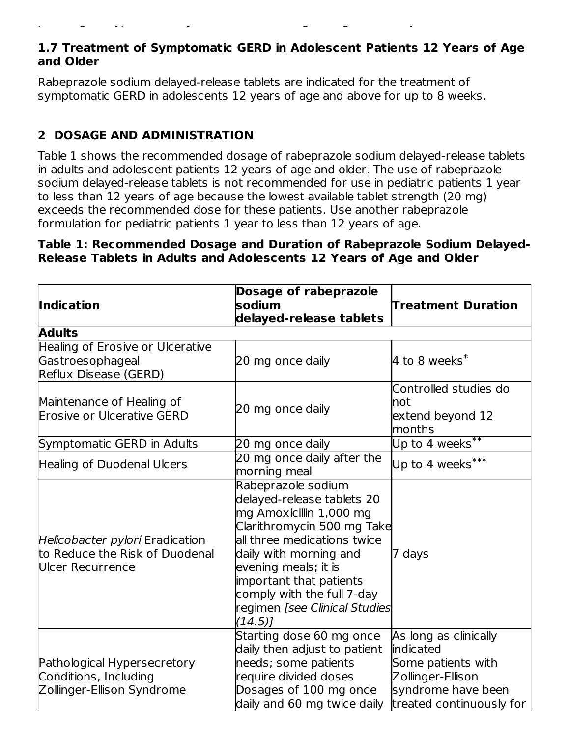## 1.7 Treatment of Symptomatic GERD in Adolescent Patients 12 Years of Age and Older

Rabeprazole sodium delayed-release tablets are indicated for the treatment of symptomatic GERD in adolescents 12 years of age and above for up to 8 weeks.

# 2 DOSAGE AND ADMINISTRATION

Table 1 shows the recommended dosage of rabeprazole sodium delayed-release tablets in adults and adolescent patients 12 years of age and older. The use of rabeprazole sodium delayed-release tablets is not recommended for use in pediatric patients 1 year to less than 12 years of age because the lowest available tablet strength (20 mg) exceeds the recommended dose for these patients. Use another rabeprazole formulation for pediatric patients 1 year to less than 12 years of age.

**Table 1: Recommended Dosage and Duration of Rabeprazole Sodium Delayed-Release Tablets in Adults and Adolescents 12 Years of Age and Older**

| Indication | Dosage of rabeprazole sodium delayed-release tablets | Treatment Duration |
|---|---|---|
| **Adults** | | |
| Healing of Erosive or Ulcerative Gastroesophageal Reflux Disease (GERD) | 20 mg once daily | 4 to 8 weeks* |
| Maintenance of Healing of Erosive or Ulcerative GERD | 20 mg once daily | Controlled studies do not extend beyond 12 months |
| Symptomatic GERD in Adults | 20 mg once daily | Up to 4 weeks** |
| Healing of Duodenal Ulcers | 20 mg once daily after the morning meal | Up to 4 weeks*** |
| *Helicobacter pylori* Eradication to Reduce the Risk of Duodenal Ulcer Recurrence | Rabeprazole sodium delayed-release tablets 20 mg Amoxicillin 1,000 mg Clarithromycin 500 mg Take all three medications twice daily with morning and evening meals; it is important that patients comply with the full 7-day regimen *[see Clinical Studies (14.5)]* | 7 days |
| Pathological Hypersecretory Conditions, Including Zollinger-Ellison Syndrome | Starting dose 60 mg once daily then adjust to patient needs; some patients require divided doses Dosages of 100 mg once daily and 60 mg twice daily | As long as clinically indicated Some patients with Zollinger-Ellison syndrome have been treated continuously for |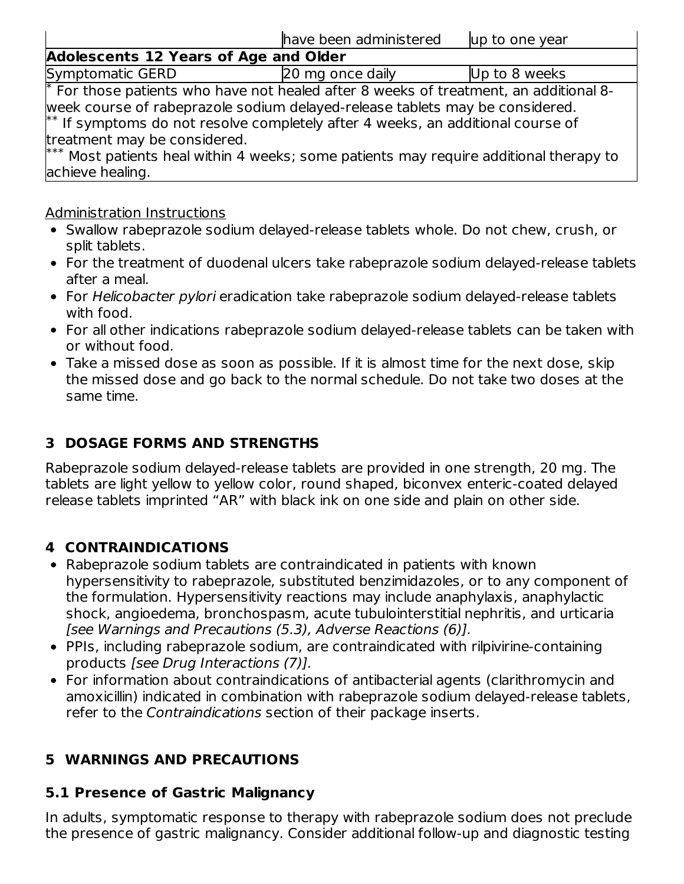| | | |
|---|---|---|
| | have been administered | up to one year |
| **Adolescents 12 Years of Age and Older** | | |
| Symptomatic GERD | 20 mg once daily | Up to 8 weeks |

* For those patients who have not healed after 8 weeks of treatment, an additional 8-week course of rabeprazole sodium delayed-release tablets may be considered.
** If symptoms do not resolve completely after 4 weeks, an additional course of treatment may be considered.
*** Most patients heal within 4 weeks; some patients may require additional therapy to achieve healing.

Administration Instructions

- Swallow rabeprazole sodium delayed-release tablets whole. Do not chew, crush, or split tablets.
- For the treatment of duodenal ulcers take rabeprazole sodium delayed-release tablets after a meal.
- For *Helicobacter pylori* eradication take rabeprazole sodium delayed-release tablets with food.
- For all other indications rabeprazole sodium delayed-release tablets can be taken with or without food.
- Take a missed dose as soon as possible. If it is almost time for the next dose, skip the missed dose and go back to the normal schedule. Do not take two doses at the same time.

## 3 DOSAGE FORMS AND STRENGTHS

Rabeprazole sodium delayed-release tablets are provided in one strength, 20 mg. The tablets are light yellow to yellow color, round shaped, biconvex enteric-coated delayed release tablets imprinted "AR" with black ink on one side and plain on other side.

## 4 CONTRAINDICATIONS

- Rabeprazole sodium tablets are contraindicated in patients with known hypersensitivity to rabeprazole, substituted benzimidazoles, or to any component of the formulation. Hypersensitivity reactions may include anaphylaxis, anaphylactic shock, angioedema, bronchospasm, acute tubulointerstitial nephritis, and urticaria *[see Warnings and Precautions (5.3), Adverse Reactions (6)].*
- PPIs, including rabeprazole sodium, are contraindicated with rilpivirine-containing products *[see Drug Interactions (7)].*
- For information about contraindications of antibacterial agents (clarithromycin and amoxicillin) indicated in combination with rabeprazole sodium delayed-release tablets, refer to the *Contraindications* section of their package inserts.

## 5 WARNINGS AND PRECAUTIONS

### 5.1 Presence of Gastric Malignancy

In adults, symptomatic response to therapy with rabeprazole sodium does not preclude the presence of gastric malignancy. Consider additional follow-up and diagnostic testing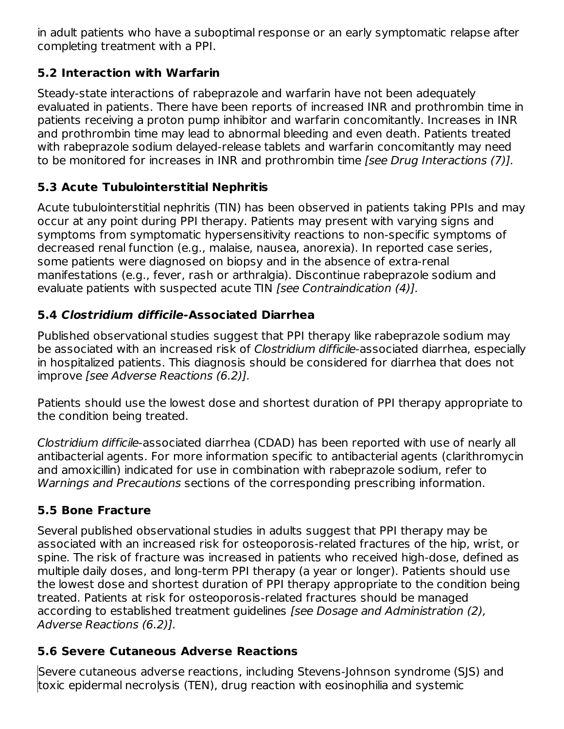in adult patients who have a suboptimal response or an early symptomatic relapse after completing treatment with a PPI.

## 5.2 Interaction with Warfarin

Steady-state interactions of rabeprazole and warfarin have not been adequately evaluated in patients. There have been reports of increased INR and prothrombin time in patients receiving a proton pump inhibitor and warfarin concomitantly. Increases in INR and prothrombin time may lead to abnormal bleeding and even death. Patients treated with rabeprazole sodium delayed-release tablets and warfarin concomitantly may need to be monitored for increases in INR and prothrombin time *[see Drug Interactions (7)].*

## 5.3 Acute Tubulointerstitial Nephritis

Acute tubulointerstitial nephritis (TIN) has been observed in patients taking PPIs and may occur at any point during PPI therapy. Patients may present with varying signs and symptoms from symptomatic hypersensitivity reactions to non-specific symptoms of decreased renal function (e.g., malaise, nausea, anorexia). In reported case series, some patients were diagnosed on biopsy and in the absence of extra-renal manifestations (e.g., fever, rash or arthralgia). Discontinue rabeprazole sodium and evaluate patients with suspected acute TIN *[see Contraindication (4)].*

## 5.4 *Clostridium difficile*-Associated Diarrhea

Published observational studies suggest that PPI therapy like rabeprazole sodium may be associated with an increased risk of *Clostridium difficile*-associated diarrhea, especially in hospitalized patients. This diagnosis should be considered for diarrhea that does not improve *[see Adverse Reactions (6.2)].*

Patients should use the lowest dose and shortest duration of PPI therapy appropriate to the condition being treated.

*Clostridium difficile*-associated diarrhea (CDAD) has been reported with use of nearly all antibacterial agents. For more information specific to antibacterial agents (clarithromycin and amoxicillin) indicated for use in combination with rabeprazole sodium, refer to *Warnings and Precautions* sections of the corresponding prescribing information.

## 5.5 Bone Fracture

Several published observational studies in adults suggest that PPI therapy may be associated with an increased risk for osteoporosis-related fractures of the hip, wrist, or spine. The risk of fracture was increased in patients who received high-dose, defined as multiple daily doses, and long-term PPI therapy (a year or longer). Patients should use the lowest dose and shortest duration of PPI therapy appropriate to the condition being treated. Patients at risk for osteoporosis-related fractures should be managed according to established treatment guidelines *[see Dosage and Administration (2), Adverse Reactions (6.2)].*

## 5.6 Severe Cutaneous Adverse Reactions

Severe cutaneous adverse reactions, including Stevens-Johnson syndrome (SJS) and toxic epidermal necrolysis (TEN), drug reaction with eosinophilia and systemic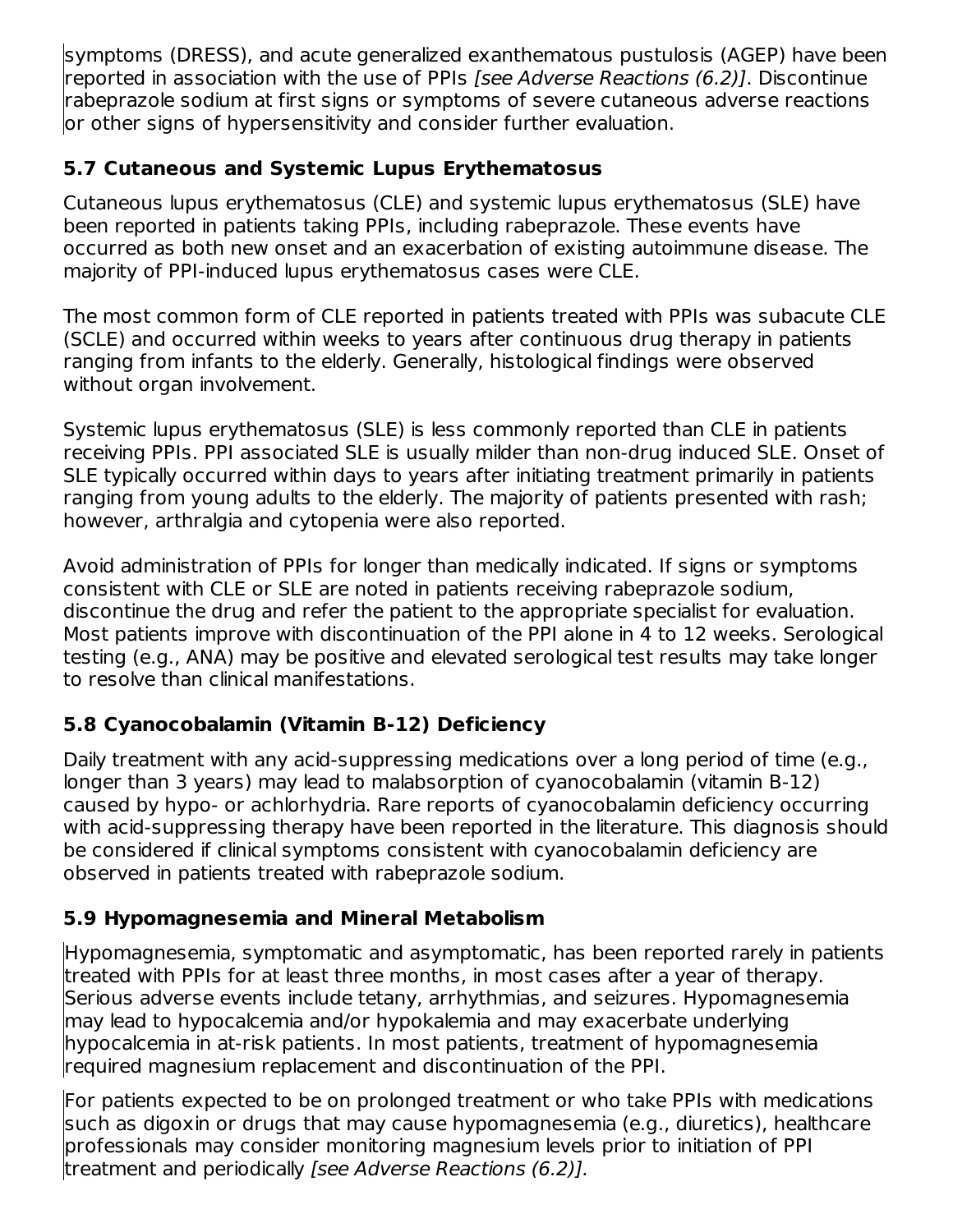symptoms (DRESS), and acute generalized exanthematous pustulosis (AGEP) have been reported in association with the use of PPIs *[see Adverse Reactions (6.2)]*. Discontinue rabeprazole sodium at first signs or symptoms of severe cutaneous adverse reactions or other signs of hypersensitivity and consider further evaluation.

### 5.7 Cutaneous and Systemic Lupus Erythematosus

Cutaneous lupus erythematosus (CLE) and systemic lupus erythematosus (SLE) have been reported in patients taking PPIs, including rabeprazole. These events have occurred as both new onset and an exacerbation of existing autoimmune disease. The majority of PPI-induced lupus erythematosus cases were CLE.

The most common form of CLE reported in patients treated with PPIs was subacute CLE (SCLE) and occurred within weeks to years after continuous drug therapy in patients ranging from infants to the elderly. Generally, histological findings were observed without organ involvement.

Systemic lupus erythematosus (SLE) is less commonly reported than CLE in patients receiving PPIs. PPI associated SLE is usually milder than non-drug induced SLE. Onset of SLE typically occurred within days to years after initiating treatment primarily in patients ranging from young adults to the elderly. The majority of patients presented with rash; however, arthralgia and cytopenia were also reported.

Avoid administration of PPIs for longer than medically indicated. If signs or symptoms consistent with CLE or SLE are noted in patients receiving rabeprazole sodium, discontinue the drug and refer the patient to the appropriate specialist for evaluation. Most patients improve with discontinuation of the PPI alone in 4 to 12 weeks. Serological testing (e.g., ANA) may be positive and elevated serological test results may take longer to resolve than clinical manifestations.

### 5.8 Cyanocobalamin (Vitamin B-12) Deficiency

Daily treatment with any acid-suppressing medications over a long period of time (e.g., longer than 3 years) may lead to malabsorption of cyanocobalamin (vitamin B-12) caused by hypo- or achlorhydria. Rare reports of cyanocobalamin deficiency occurring with acid-suppressing therapy have been reported in the literature. This diagnosis should be considered if clinical symptoms consistent with cyanocobalamin deficiency are observed in patients treated with rabeprazole sodium.

### 5.9 Hypomagnesemia and Mineral Metabolism

Hypomagnesemia, symptomatic and asymptomatic, has been reported rarely in patients treated with PPIs for at least three months, in most cases after a year of therapy. Serious adverse events include tetany, arrhythmias, and seizures. Hypomagnesemia may lead to hypocalcemia and/or hypokalemia and may exacerbate underlying hypocalcemia in at-risk patients. In most patients, treatment of hypomagnesemia required magnesium replacement and discontinuation of the PPI.

For patients expected to be on prolonged treatment or who take PPIs with medications such as digoxin or drugs that may cause hypomagnesemia (e.g., diuretics), healthcare professionals may consider monitoring magnesium levels prior to initiation of PPI treatment and periodically *[see Adverse Reactions (6.2)]*.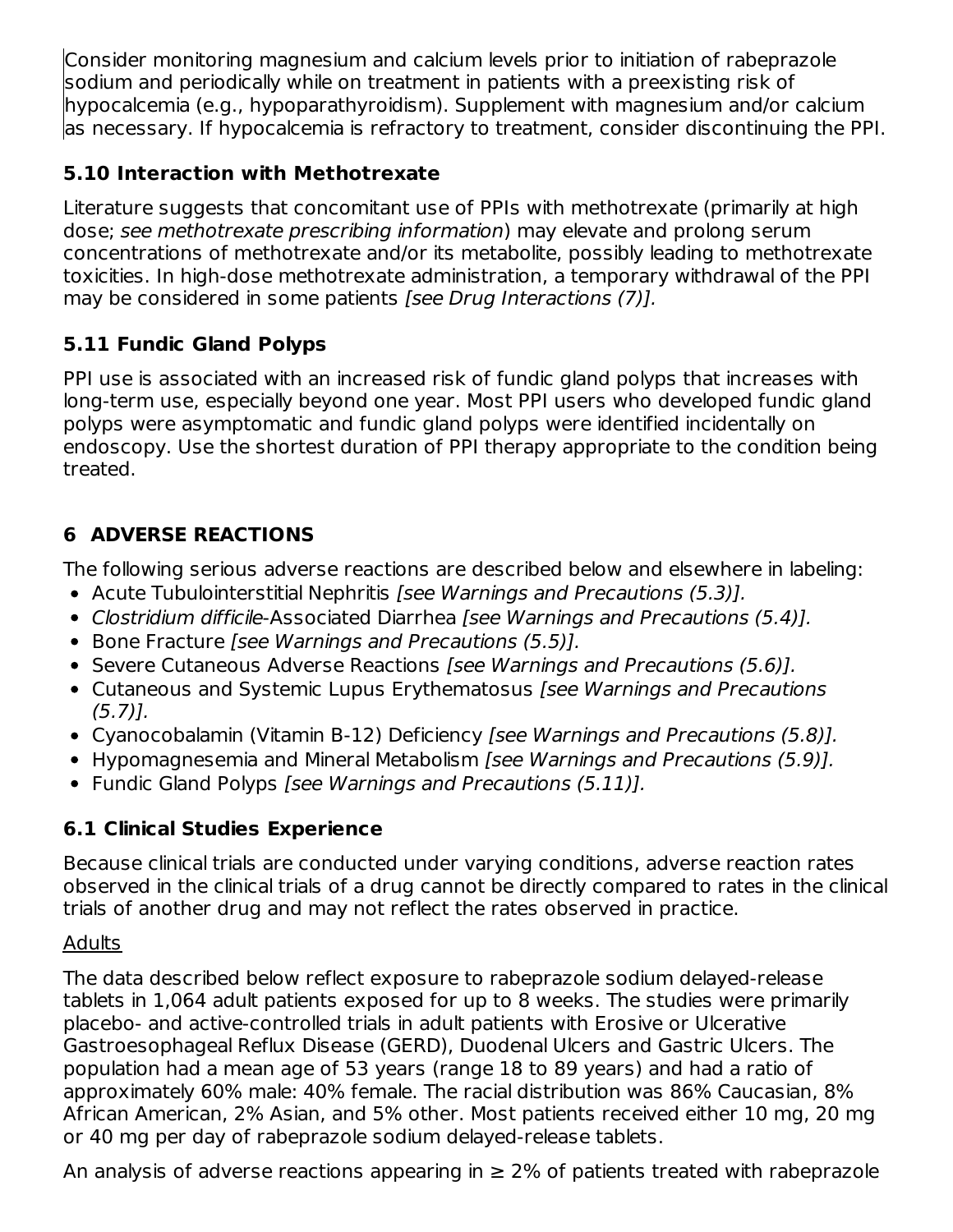Consider monitoring magnesium and calcium levels prior to initiation of rabeprazole sodium and periodically while on treatment in patients with a preexisting risk of hypocalcemia (e.g., hypoparathyroidism). Supplement with magnesium and/or calcium as necessary. If hypocalcemia is refractory to treatment, consider discontinuing the PPI.

### 5.10 Interaction with Methotrexate

Literature suggests that concomitant use of PPIs with methotrexate (primarily at high dose; *see methotrexate prescribing information*) may elevate and prolong serum concentrations of methotrexate and/or its metabolite, possibly leading to methotrexate toxicities. In high-dose methotrexate administration, a temporary withdrawal of the PPI may be considered in some patients *[see Drug Interactions (7)].*

### 5.11 Fundic Gland Polyps

PPI use is associated with an increased risk of fundic gland polyps that increases with long-term use, especially beyond one year. Most PPI users who developed fundic gland polyps were asymptomatic and fundic gland polyps were identified incidentally on endoscopy. Use the shortest duration of PPI therapy appropriate to the condition being treated.

## 6 ADVERSE REACTIONS

The following serious adverse reactions are described below and elsewhere in labeling:

- Acute Tubulointerstitial Nephritis *[see Warnings and Precautions (5.3)].*
- *Clostridium difficile*-Associated Diarrhea *[see Warnings and Precautions (5.4)].*
- Bone Fracture *[see Warnings and Precautions (5.5)].*
- Severe Cutaneous Adverse Reactions *[see Warnings and Precautions (5.6)].*
- Cutaneous and Systemic Lupus Erythematosus *[see Warnings and Precautions (5.7)].*
- Cyanocobalamin (Vitamin B-12) Deficiency *[see Warnings and Precautions (5.8)].*
- Hypomagnesemia and Mineral Metabolism *[see Warnings and Precautions (5.9)].*
- Fundic Gland Polyps *[see Warnings and Precautions (5.11)].*

### 6.1 Clinical Studies Experience

Because clinical trials are conducted under varying conditions, adverse reaction rates observed in the clinical trials of a drug cannot be directly compared to rates in the clinical trials of another drug and may not reflect the rates observed in practice.

Adults

The data described below reflect exposure to rabeprazole sodium delayed-release tablets in 1,064 adult patients exposed for up to 8 weeks. The studies were primarily placebo- and active-controlled trials in adult patients with Erosive or Ulcerative Gastroesophageal Reflux Disease (GERD), Duodenal Ulcers and Gastric Ulcers. The population had a mean age of 53 years (range 18 to 89 years) and had a ratio of approximately 60% male: 40% female. The racial distribution was 86% Caucasian, 8% African American, 2% Asian, and 5% other. Most patients received either 10 mg, 20 mg or 40 mg per day of rabeprazole sodium delayed-release tablets.

An analysis of adverse reactions appearing in ≥ 2% of patients treated with rabeprazole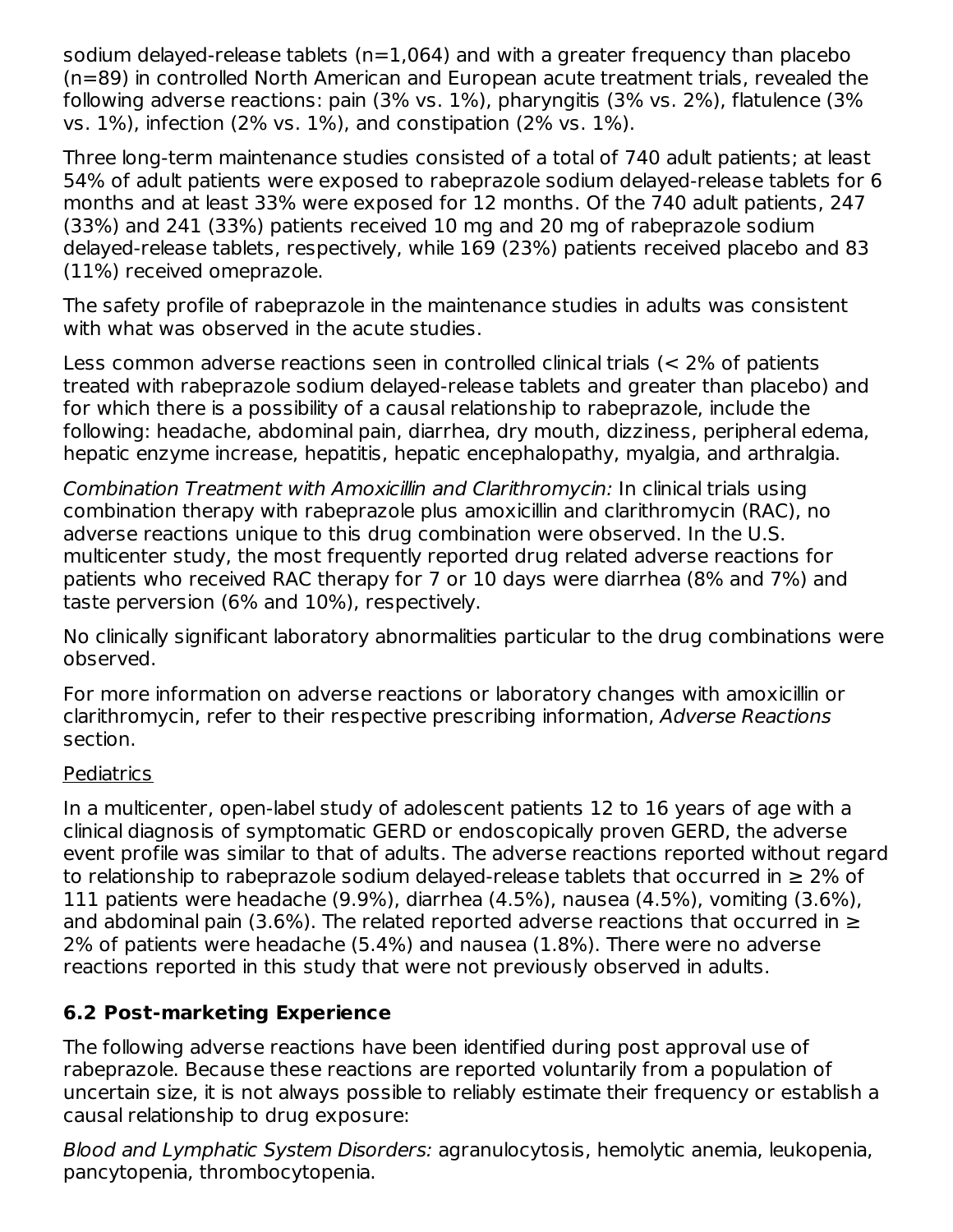sodium delayed-release tablets (n=1,064) and with a greater frequency than placebo (n=89) in controlled North American and European acute treatment trials, revealed the following adverse reactions: pain (3% vs. 1%), pharyngitis (3% vs. 2%), flatulence (3% vs. 1%), infection (2% vs. 1%), and constipation (2% vs. 1%).

Three long-term maintenance studies consisted of a total of 740 adult patients; at least 54% of adult patients were exposed to rabeprazole sodium delayed-release tablets for 6 months and at least 33% were exposed for 12 months. Of the 740 adult patients, 247 (33%) and 241 (33%) patients received 10 mg and 20 mg of rabeprazole sodium delayed-release tablets, respectively, while 169 (23%) patients received placebo and 83 (11%) received omeprazole.

The safety profile of rabeprazole in the maintenance studies in adults was consistent with what was observed in the acute studies.

Less common adverse reactions seen in controlled clinical trials (< 2% of patients treated with rabeprazole sodium delayed-release tablets and greater than placebo) and for which there is a possibility of a causal relationship to rabeprazole, include the following: headache, abdominal pain, diarrhea, dry mouth, dizziness, peripheral edema, hepatic enzyme increase, hepatitis, hepatic encephalopathy, myalgia, and arthralgia.

*Combination Treatment with Amoxicillin and Clarithromycin:* In clinical trials using combination therapy with rabeprazole plus amoxicillin and clarithromycin (RAC), no adverse reactions unique to this drug combination were observed. In the U.S. multicenter study, the most frequently reported drug related adverse reactions for patients who received RAC therapy for 7 or 10 days were diarrhea (8% and 7%) and taste perversion (6% and 10%), respectively.

No clinically significant laboratory abnormalities particular to the drug combinations were observed.

For more information on adverse reactions or laboratory changes with amoxicillin or clarithromycin, refer to their respective prescribing information, *Adverse Reactions* section.

Pediatrics

In a multicenter, open-label study of adolescent patients 12 to 16 years of age with a clinical diagnosis of symptomatic GERD or endoscopically proven GERD, the adverse event profile was similar to that of adults. The adverse reactions reported without regard to relationship to rabeprazole sodium delayed-release tablets that occurred in ≥ 2% of 111 patients were headache (9.9%), diarrhea (4.5%), nausea (4.5%), vomiting (3.6%), and abdominal pain (3.6%). The related reported adverse reactions that occurred in ≥ 2% of patients were headache (5.4%) and nausea (1.8%). There were no adverse reactions reported in this study that were not previously observed in adults.

### 6.2 Post-marketing Experience

The following adverse reactions have been identified during post approval use of rabeprazole. Because these reactions are reported voluntarily from a population of uncertain size, it is not always possible to reliably estimate their frequency or establish a causal relationship to drug exposure:

*Blood and Lymphatic System Disorders:* agranulocytosis, hemolytic anemia, leukopenia, pancytopenia, thrombocytopenia.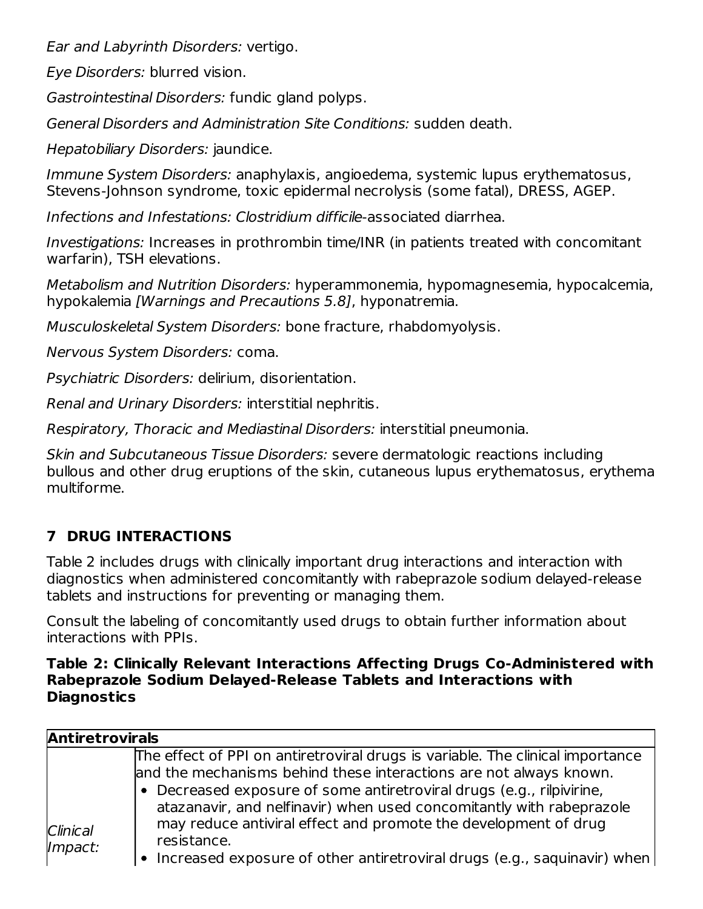*Ear and Labyrinth Disorders:* vertigo.

*Eye Disorders:* blurred vision.

*Gastrointestinal Disorders:* fundic gland polyps.

*General Disorders and Administration Site Conditions:* sudden death.

*Hepatobiliary Disorders:* jaundice.

*Immune System Disorders:* anaphylaxis, angioedema, systemic lupus erythematosus, Stevens-Johnson syndrome, toxic epidermal necrolysis (some fatal), DRESS, AGEP.

*Infections and Infestations: Clostridium difficile*-associated diarrhea.

*Investigations:* Increases in prothrombin time/INR (in patients treated with concomitant warfarin), TSH elevations.

*Metabolism and Nutrition Disorders:* hyperammonemia, hypomagnesemia, hypocalcemia, hypokalemia *[Warnings and Precautions 5.8]*, hyponatremia.

*Musculoskeletal System Disorders:* bone fracture, rhabdomyolysis.

*Nervous System Disorders:* coma.

*Psychiatric Disorders:* delirium, disorientation.

*Renal and Urinary Disorders:* interstitial nephritis.

*Respiratory, Thoracic and Mediastinal Disorders:* interstitial pneumonia.

*Skin and Subcutaneous Tissue Disorders:* severe dermatologic reactions including bullous and other drug eruptions of the skin, cutaneous lupus erythematosus, erythema multiforme.

## 7 DRUG INTERACTIONS

Table 2 includes drugs with clinically important drug interactions and interaction with diagnostics when administered concomitantly with rabeprazole sodium delayed-release tablets and instructions for preventing or managing them.

Consult the labeling of concomitantly used drugs to obtain further information about interactions with PPIs.

**Table 2: Clinically Relevant Interactions Affecting Drugs Co-Administered with Rabeprazole Sodium Delayed-Release Tablets and Interactions with Diagnostics**

| **Antiretrovirals** | |
|---|---|
| *Clinical Impact:* | The effect of PPI on antiretroviral drugs is variable. The clinical importance and the mechanisms behind these interactions are not always known.<br>• Decreased exposure of some antiretroviral drugs (e.g., rilpivirine, atazanavir, and nelfinavir) when used concomitantly with rabeprazole may reduce antiviral effect and promote the development of drug resistance.<br>• Increased exposure of other antiretroviral drugs (e.g., saquinavir) when |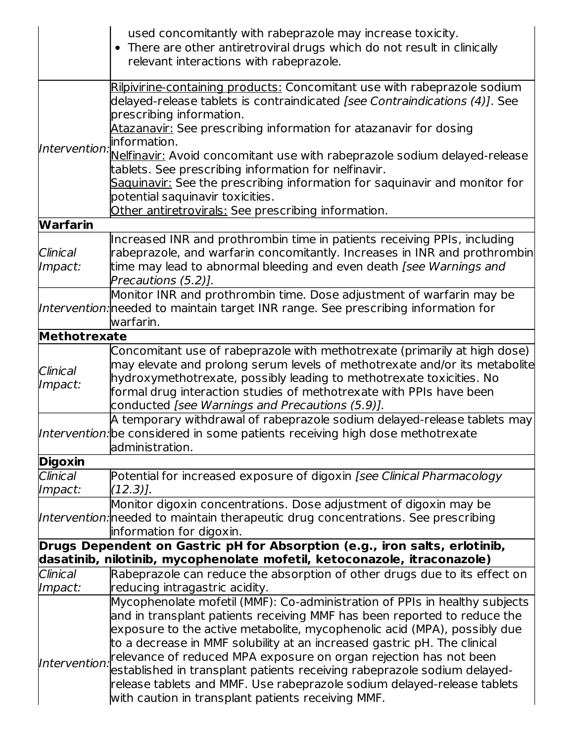| | |
|---|---|
| | • used concomitantly with rabeprazole may increase toxicity.<br>• There are other antiretroviral drugs which do not result in clinically relevant interactions with rabeprazole. |
| *Intervention:* | Rilpivirine-containing products: Concomitant use with rabeprazole sodium delayed-release tablets is contraindicated *[see Contraindications (4)]*. See prescribing information.<br>Atazanavir: See prescribing information for atazanavir for dosing information.<br>Nelfinavir: Avoid concomitant use with rabeprazole sodium delayed-release tablets. See prescribing information for nelfinavir.<br>Saquinavir: See the prescribing information for saquinavir and monitor for potential saquinavir toxicities.<br>Other antiretrovirals: See prescribing information. |
| **Warfarin** | |
| *Clinical Impact:* | Increased INR and prothrombin time in patients receiving PPIs, including rabeprazole, and warfarin concomitantly. Increases in INR and prothrombin time may lead to abnormal bleeding and even death *[see Warnings and Precautions (5.2)]*. |
| *Intervention:* | Monitor INR and prothrombin time. Dose adjustment of warfarin may be needed to maintain target INR range. See prescribing information for warfarin. |
| **Methotrexate** | |
| *Clinical Impact:* | Concomitant use of rabeprazole with methotrexate (primarily at high dose) may elevate and prolong serum levels of methotrexate and/or its metabolite hydroxymethotrexate, possibly leading to methotrexate toxicities. No formal drug interaction studies of methotrexate with PPIs have been conducted *[see Warnings and Precautions (5.9)]*. |
| *Intervention:* | A temporary withdrawal of rabeprazole sodium delayed-release tablets may be considered in some patients receiving high dose methotrexate administration. |
| **Digoxin** | |
| *Clinical Impact:* | Potential for increased exposure of digoxin *[see Clinical Pharmacology (12.3)]*. |
| *Intervention:* | Monitor digoxin concentrations. Dose adjustment of digoxin may be needed to maintain therapeutic drug concentrations. See prescribing information for digoxin. |
| **Drugs Dependent on Gastric pH for Absorption (e.g., iron salts, erlotinib, dasatinib, nilotinib, mycophenolate mofetil, ketoconazole, itraconazole)** | |
| *Clinical Impact:* | Rabeprazole can reduce the absorption of other drugs due to its effect on reducing intragastric acidity. |
| *Intervention:* | Mycophenolate mofetil (MMF): Co-administration of PPIs in healthy subjects and in transplant patients receiving MMF has been reported to reduce the exposure to the active metabolite, mycophenolic acid (MPA), possibly due to a decrease in MMF solubility at an increased gastric pH. The clinical relevance of reduced MPA exposure on organ rejection has not been established in transplant patients receiving rabeprazole sodium delayed-release tablets and MMF. Use rabeprazole sodium delayed-release tablets with caution in transplant patients receiving MMF. |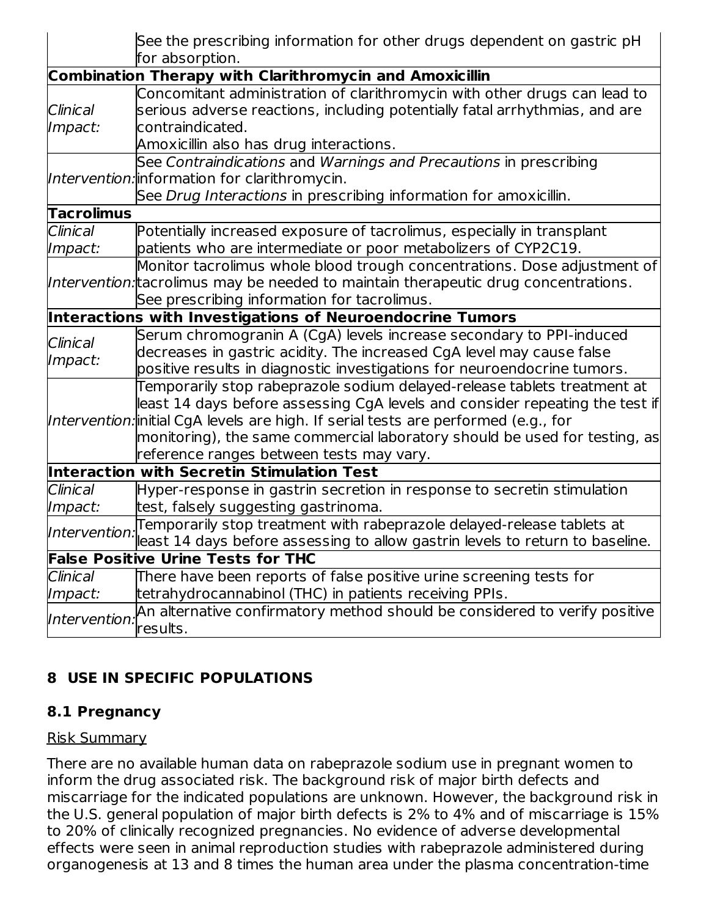| | |
|---|---|
| | See the prescribing information for other drugs dependent on gastric pH for absorption. |
| **Combination Therapy with Clarithromycin and Amoxicillin** | |
| *Clinical Impact:* | Concomitant administration of clarithromycin with other drugs can lead to serious adverse reactions, including potentially fatal arrhythmias, and are contraindicated.<br>Amoxicillin also has drug interactions. |
| *Intervention:* | See *Contraindications* and *Warnings and Precautions* in prescribing information for clarithromycin.<br>See *Drug Interactions* in prescribing information for amoxicillin. |
| **Tacrolimus** | |
| *Clinical Impact:* | Potentially increased exposure of tacrolimus, especially in transplant patients who are intermediate or poor metabolizers of CYP2C19. |
| *Intervention:* | Monitor tacrolimus whole blood trough concentrations. Dose adjustment of tacrolimus may be needed to maintain therapeutic drug concentrations. See prescribing information for tacrolimus. |
| **Interactions with Investigations of Neuroendocrine Tumors** | |
| *Clinical Impact:* | Serum chromogranin A (CgA) levels increase secondary to PPI-induced decreases in gastric acidity. The increased CgA level may cause false positive results in diagnostic investigations for neuroendocrine tumors. |
| *Intervention:* | Temporarily stop rabeprazole sodium delayed-release tablets treatment at least 14 days before assessing CgA levels and consider repeating the test if initial CgA levels are high. If serial tests are performed (e.g., for monitoring), the same commercial laboratory should be used for testing, as reference ranges between tests may vary. |
| **Interaction with Secretin Stimulation Test** | |
| *Clinical Impact:* | Hyper-response in gastrin secretion in response to secretin stimulation test, falsely suggesting gastrinoma. |
| *Intervention:* | Temporarily stop treatment with rabeprazole delayed-release tablets at least 14 days before assessing to allow gastrin levels to return to baseline. |
| **False Positive Urine Tests for THC** | |
| *Clinical Impact:* | There have been reports of false positive urine screening tests for tetrahydrocannabinol (THC) in patients receiving PPIs. |
| *Intervention:* | An alternative confirmatory method should be considered to verify positive results. |

## 8 USE IN SPECIFIC POPULATIONS

### 8.1 Pregnancy

Risk Summary

There are no available human data on rabeprazole sodium use in pregnant women to inform the drug associated risk. The background risk of major birth defects and miscarriage for the indicated populations are unknown. However, the background risk in the U.S. general population of major birth defects is 2% to 4% and of miscarriage is 15% to 20% of clinically recognized pregnancies. No evidence of adverse developmental effects were seen in animal reproduction studies with rabeprazole administered during organogenesis at 13 and 8 times the human area under the plasma concentration-time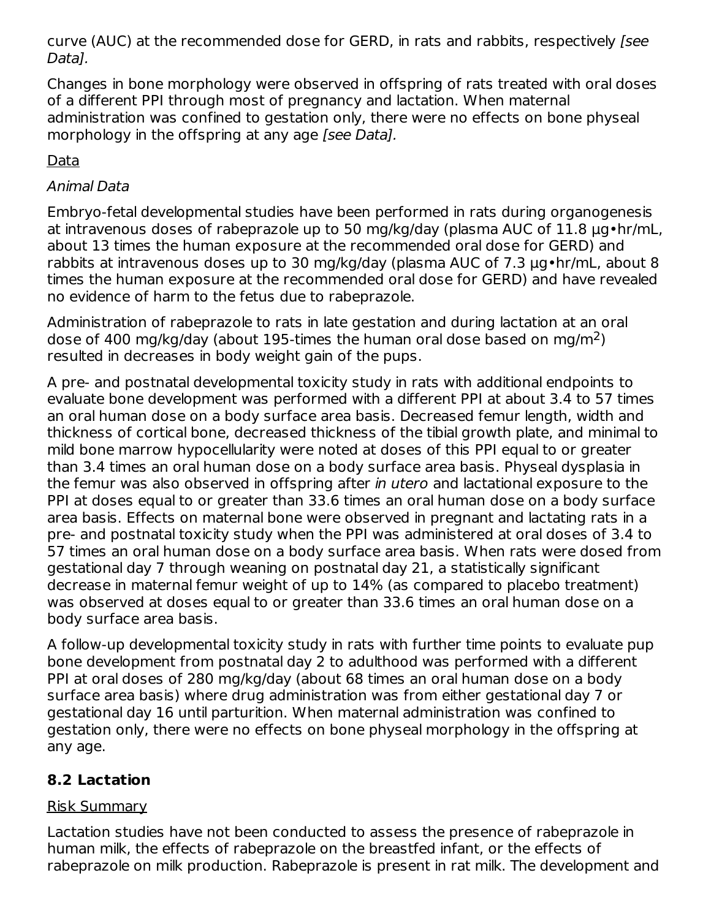curve (AUC) at the recommended dose for GERD, in rats and rabbits, respectively *[see Data]*.

Changes in bone morphology were observed in offspring of rats treated with oral doses of a different PPI through most of pregnancy and lactation. When maternal administration was confined to gestation only, there were no effects on bone physeal morphology in the offspring at any age *[see Data]*.

Data

*Animal Data*

Embryo-fetal developmental studies have been performed in rats during organogenesis at intravenous doses of rabeprazole up to 50 mg/kg/day (plasma AUC of 11.8 µg•hr/mL, about 13 times the human exposure at the recommended oral dose for GERD) and rabbits at intravenous doses up to 30 mg/kg/day (plasma AUC of 7.3 µg•hr/mL, about 8 times the human exposure at the recommended oral dose for GERD) and have revealed no evidence of harm to the fetus due to rabeprazole.

Administration of rabeprazole to rats in late gestation and during lactation at an oral dose of 400 mg/kg/day (about 195-times the human oral dose based on mg/m$^2$) resulted in decreases in body weight gain of the pups.

A pre- and postnatal developmental toxicity study in rats with additional endpoints to evaluate bone development was performed with a different PPI at about 3.4 to 57 times an oral human dose on a body surface area basis. Decreased femur length, width and thickness of cortical bone, decreased thickness of the tibial growth plate, and minimal to mild bone marrow hypocellularity were noted at doses of this PPI equal to or greater than 3.4 times an oral human dose on a body surface area basis. Physeal dysplasia in the femur was also observed in offspring after *in utero* and lactational exposure to the PPI at doses equal to or greater than 33.6 times an oral human dose on a body surface area basis. Effects on maternal bone were observed in pregnant and lactating rats in a pre- and postnatal toxicity study when the PPI was administered at oral doses of 3.4 to 57 times an oral human dose on a body surface area basis. When rats were dosed from gestational day 7 through weaning on postnatal day 21, a statistically significant decrease in maternal femur weight of up to 14% (as compared to placebo treatment) was observed at doses equal to or greater than 33.6 times an oral human dose on a body surface area basis.

A follow-up developmental toxicity study in rats with further time points to evaluate pup bone development from postnatal day 2 to adulthood was performed with a different PPI at oral doses of 280 mg/kg/day (about 68 times an oral human dose on a body surface area basis) where drug administration was from either gestational day 7 or gestational day 16 until parturition. When maternal administration was confined to gestation only, there were no effects on bone physeal morphology in the offspring at any age.

## 8.2 Lactation

Risk Summary

Lactation studies have not been conducted to assess the presence of rabeprazole in human milk, the effects of rabeprazole on the breastfed infant, or the effects of rabeprazole on milk production. Rabeprazole is present in rat milk. The development and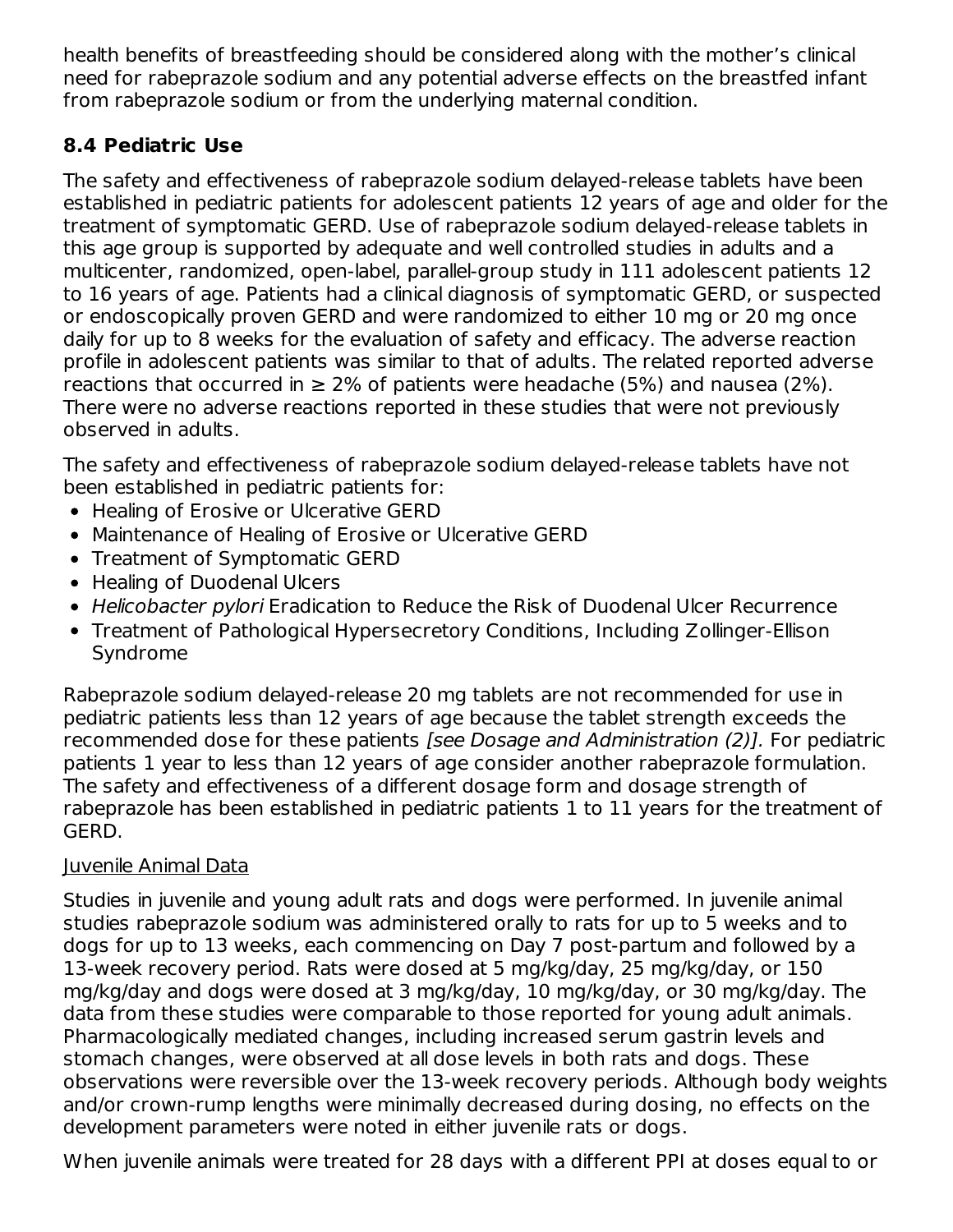health benefits of breastfeeding should be considered along with the mother's clinical need for rabeprazole sodium and any potential adverse effects on the breastfed infant from rabeprazole sodium or from the underlying maternal condition.

### 8.4 Pediatric Use

The safety and effectiveness of rabeprazole sodium delayed-release tablets have been established in pediatric patients for adolescent patients 12 years of age and older for the treatment of symptomatic GERD. Use of rabeprazole sodium delayed-release tablets in this age group is supported by adequate and well controlled studies in adults and a multicenter, randomized, open-label, parallel-group study in 111 adolescent patients 12 to 16 years of age. Patients had a clinical diagnosis of symptomatic GERD, or suspected or endoscopically proven GERD and were randomized to either 10 mg or 20 mg once daily for up to 8 weeks for the evaluation of safety and efficacy. The adverse reaction profile in adolescent patients was similar to that of adults. The related reported adverse reactions that occurred in ≥ 2% of patients were headache (5%) and nausea (2%). There were no adverse reactions reported in these studies that were not previously observed in adults.

The safety and effectiveness of rabeprazole sodium delayed-release tablets have not been established in pediatric patients for:

- Healing of Erosive or Ulcerative GERD
- Maintenance of Healing of Erosive or Ulcerative GERD
- Treatment of Symptomatic GERD
- Healing of Duodenal Ulcers
- *Helicobacter pylori* Eradication to Reduce the Risk of Duodenal Ulcer Recurrence
- Treatment of Pathological Hypersecretory Conditions, Including Zollinger-Ellison Syndrome

Rabeprazole sodium delayed-release 20 mg tablets are not recommended for use in pediatric patients less than 12 years of age because the tablet strength exceeds the recommended dose for these patients *[see Dosage and Administration (2)].* For pediatric patients 1 year to less than 12 years of age consider another rabeprazole formulation. The safety and effectiveness of a different dosage form and dosage strength of rabeprazole has been established in pediatric patients 1 to 11 years for the treatment of GERD.

<u>Juvenile Animal Data</u>

Studies in juvenile and young adult rats and dogs were performed. In juvenile animal studies rabeprazole sodium was administered orally to rats for up to 5 weeks and to dogs for up to 13 weeks, each commencing on Day 7 post-partum and followed by a 13-week recovery period. Rats were dosed at 5 mg/kg/day, 25 mg/kg/day, or 150 mg/kg/day and dogs were dosed at 3 mg/kg/day, 10 mg/kg/day, or 30 mg/kg/day. The data from these studies were comparable to those reported for young adult animals. Pharmacologically mediated changes, including increased serum gastrin levels and stomach changes, were observed at all dose levels in both rats and dogs. These observations were reversible over the 13-week recovery periods. Although body weights and/or crown-rump lengths were minimally decreased during dosing, no effects on the development parameters were noted in either juvenile rats or dogs.

When juvenile animals were treated for 28 days with a different PPI at doses equal to or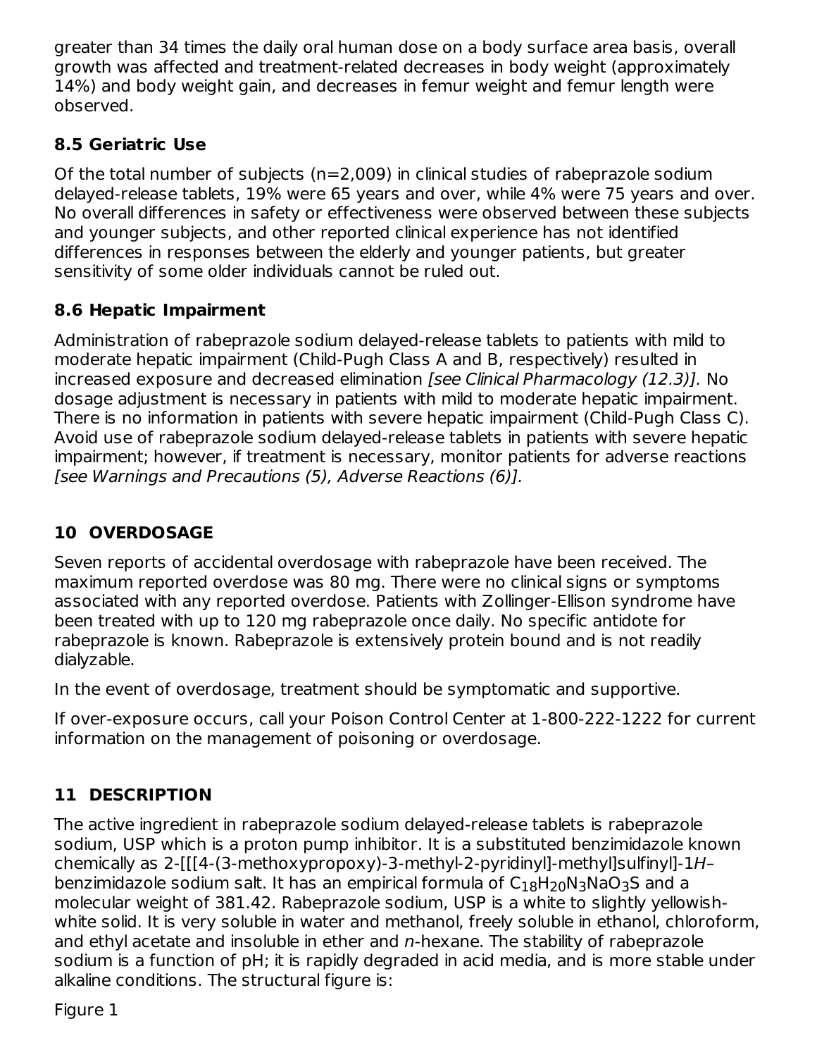greater than 34 times the daily oral human dose on a body surface area basis, overall growth was affected and treatment-related decreases in body weight (approximately 14%) and body weight gain, and decreases in femur weight and femur length were observed.

### 8.5 Geriatric Use

Of the total number of subjects (n=2,009) in clinical studies of rabeprazole sodium delayed-release tablets, 19% were 65 years and over, while 4% were 75 years and over. No overall differences in safety or effectiveness were observed between these subjects and younger subjects, and other reported clinical experience has not identified differences in responses between the elderly and younger patients, but greater sensitivity of some older individuals cannot be ruled out.

### 8.6 Hepatic Impairment

Administration of rabeprazole sodium delayed-release tablets to patients with mild to moderate hepatic impairment (Child-Pugh Class A and B, respectively) resulted in increased exposure and decreased elimination *[see Clinical Pharmacology (12.3)]*. No dosage adjustment is necessary in patients with mild to moderate hepatic impairment. There is no information in patients with severe hepatic impairment (Child-Pugh Class C). Avoid use of rabeprazole sodium delayed-release tablets in patients with severe hepatic impairment; however, if treatment is necessary, monitor patients for adverse reactions *[see Warnings and Precautions (5), Adverse Reactions (6)]*.

## 10 OVERDOSAGE

Seven reports of accidental overdosage with rabeprazole have been received. The maximum reported overdose was 80 mg. There were no clinical signs or symptoms associated with any reported overdose. Patients with Zollinger-Ellison syndrome have been treated with up to 120 mg rabeprazole once daily. No specific antidote for rabeprazole is known. Rabeprazole is extensively protein bound and is not readily dialyzable.

In the event of overdosage, treatment should be symptomatic and supportive.

If over-exposure occurs, call your Poison Control Center at 1-800-222-1222 for current information on the management of poisoning or overdosage.

## 11 DESCRIPTION

The active ingredient in rabeprazole sodium delayed-release tablets is rabeprazole sodium, USP which is a proton pump inhibitor. It is a substituted benzimidazole known chemically as 2-[[[4-(3-methoxypropoxy)-3-methyl-2-pyridinyl]-methyl]sulfinyl]-1*H*–benzimidazole sodium salt. It has an empirical formula of $C_{18}H_{20}N_3NaO_3S$ and a molecular weight of 381.42. Rabeprazole sodium, USP is a white to slightly yellowish-white solid. It is very soluble in water and methanol, freely soluble in ethanol, chloroform, and ethyl acetate and insoluble in ether and *n*-hexane. The stability of rabeprazole sodium is a function of pH; it is rapidly degraded in acid media, and is more stable under alkaline conditions. The structural figure is:

Figure 1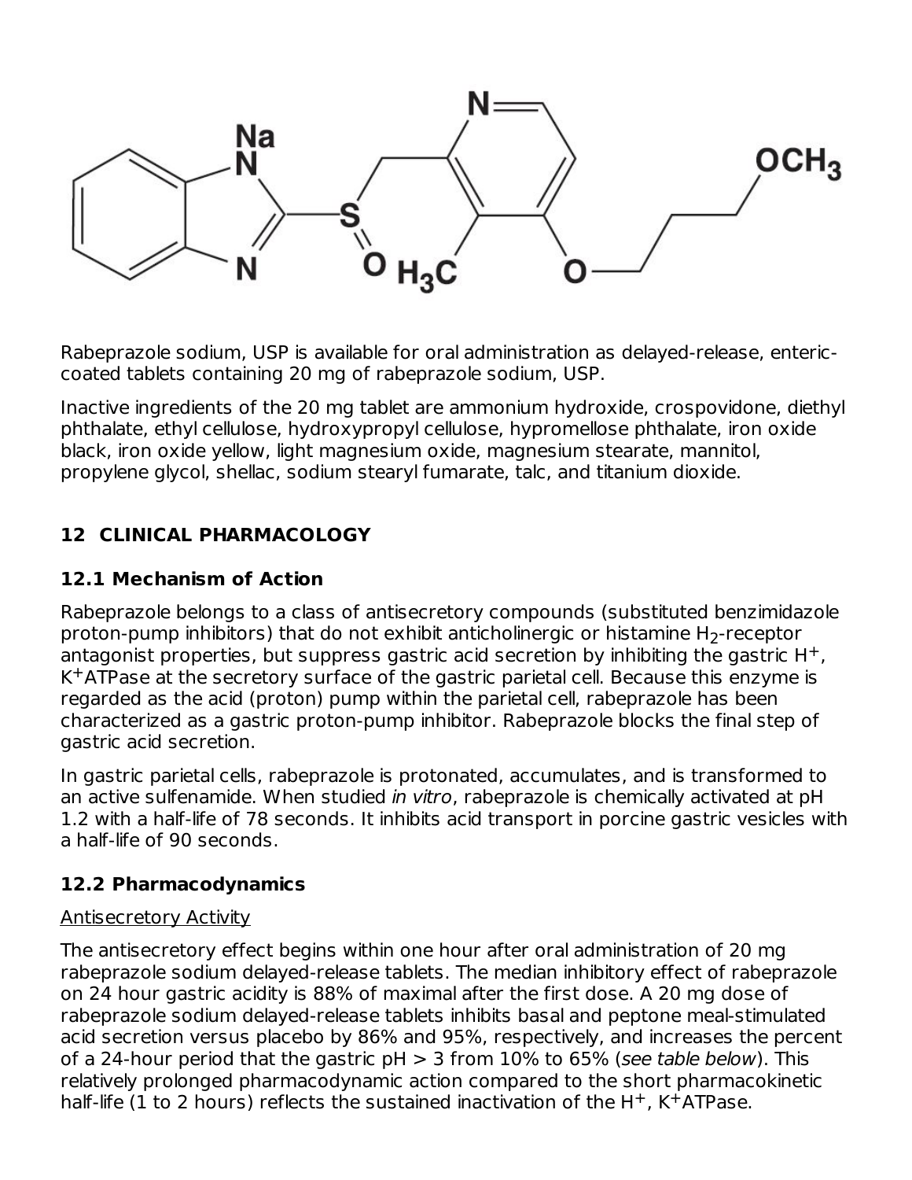Rabeprazole sodium, USP is available for oral administration as delayed-release, enteric-coated tablets containing 20 mg of rabeprazole sodium, USP.

Inactive ingredients of the 20 mg tablet are ammonium hydroxide, crospovidone, diethyl phthalate, ethyl cellulose, hydroxypropyl cellulose, hypromellose phthalate, iron oxide black, iron oxide yellow, light magnesium oxide, magnesium stearate, mannitol, propylene glycol, shellac, sodium stearyl fumarate, talc, and titanium dioxide.

## 12 CLINICAL PHARMACOLOGY

### 12.1 Mechanism of Action

Rabeprazole belongs to a class of antisecretory compounds (substituted benzimidazole proton-pump inhibitors) that do not exhibit anticholinergic or histamine $H_2$-receptor antagonist properties, but suppress gastric acid secretion by inhibiting the gastric $H^+$, $K^+$ATPase at the secretory surface of the gastric parietal cell. Because this enzyme is regarded as the acid (proton) pump within the parietal cell, rabeprazole has been characterized as a gastric proton-pump inhibitor. Rabeprazole blocks the final step of gastric acid secretion.

In gastric parietal cells, rabeprazole is protonated, accumulates, and is transformed to an active sulfenamide. When studied *in vitro*, rabeprazole is chemically activated at pH 1.2 with a half-life of 78 seconds. It inhibits acid transport in porcine gastric vesicles with a half-life of 90 seconds.

### 12.2 Pharmacodynamics

Antisecretory Activity

The antisecretory effect begins within one hour after oral administration of 20 mg rabeprazole sodium delayed-release tablets. The median inhibitory effect of rabeprazole on 24 hour gastric acidity is 88% of maximal after the first dose. A 20 mg dose of rabeprazole sodium delayed-release tablets inhibits basal and peptone meal-stimulated acid secretion versus placebo by 86% and 95%, respectively, and increases the percent of a 24-hour period that the gastric pH > 3 from 10% to 65% (*see table below*). This relatively prolonged pharmacodynamic action compared to the short pharmacokinetic half-life (1 to 2 hours) reflects the sustained inactivation of the $H^+$, $K^+$ATPase.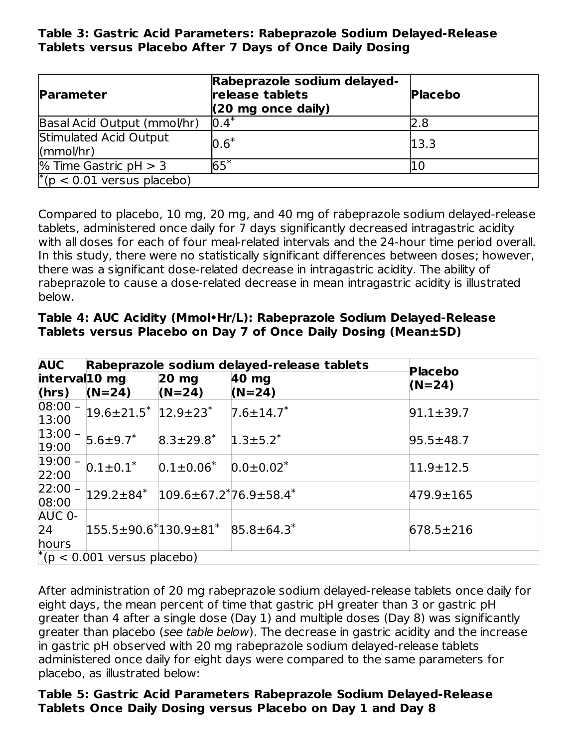**Table 3: Gastric Acid Parameters: Rabeprazole Sodium Delayed-Release Tablets versus Placebo After 7 Days of Once Daily Dosing**

| Parameter | Rabeprazole sodium delayed-release tablets (20 mg once daily) | Placebo |
|---|---|---|
| Basal Acid Output (mmol/hr) | 0.4* | 2.8 |
| Stimulated Acid Output (mmol/hr) | 0.6* | 13.3 |
| % Time Gastric pH > 3 | 65* | 10 |
| *(p < 0.01 versus placebo) | | |

Compared to placebo, 10 mg, 20 mg, and 40 mg of rabeprazole sodium delayed-release tablets, administered once daily for 7 days significantly decreased intragastric acidity with all doses for each of four meal-related intervals and the 24-hour time period overall. In this study, there were no statistically significant differences between doses; however, there was a significant dose-related decrease in intragastric acidity. The ability of rabeprazole to cause a dose-related decrease in mean intragastric acidity is illustrated below.

**Table 4: AUC Acidity (Mmol•Hr/L): Rabeprazole Sodium Delayed-Release Tablets versus Placebo on Day 7 of Once Daily Dosing (Mean±SD)**

| AUC interval (hrs) | Rabeprazole sodium delayed-release tablets 10 mg (N=24) | 20 mg (N=24) | 40 mg (N=24) | Placebo (N=24) |
|---|---|---|---|---|
| 08:00 – 13:00 | 19.6±21.5* | 12.9±23* | 7.6±14.7* | 91.1±39.7 |
| 13:00 – 19:00 | 5.6±9.7* | 8.3±29.8* | 1.3±5.2* | 95.5±48.7 |
| 19:00 – 22:00 | 0.1±0.1* | 0.1±0.06* | 0.0±0.02* | 11.9±12.5 |
| 22:00 – 08:00 | 129.2±84* | 109.6±67.2* | 76.9±58.4* | 479.9±165 |
| AUC 0-24 hours | 155.5±90.6* | 130.9±81* | 85.8±64.3* | 678.5±216 |
| *(p < 0.001 versus placebo) | | | | |

After administration of 20 mg rabeprazole sodium delayed-release tablets once daily for eight days, the mean percent of time that gastric pH greater than 3 or gastric pH greater than 4 after a single dose (Day 1) and multiple doses (Day 8) was significantly greater than placebo (*see table below*). The decrease in gastric acidity and the increase in gastric pH observed with 20 mg rabeprazole sodium delayed-release tablets administered once daily for eight days were compared to the same parameters for placebo, as illustrated below:

**Table 5: Gastric Acid Parameters Rabeprazole Sodium Delayed-Release Tablets Once Daily Dosing versus Placebo on Day 1 and Day 8**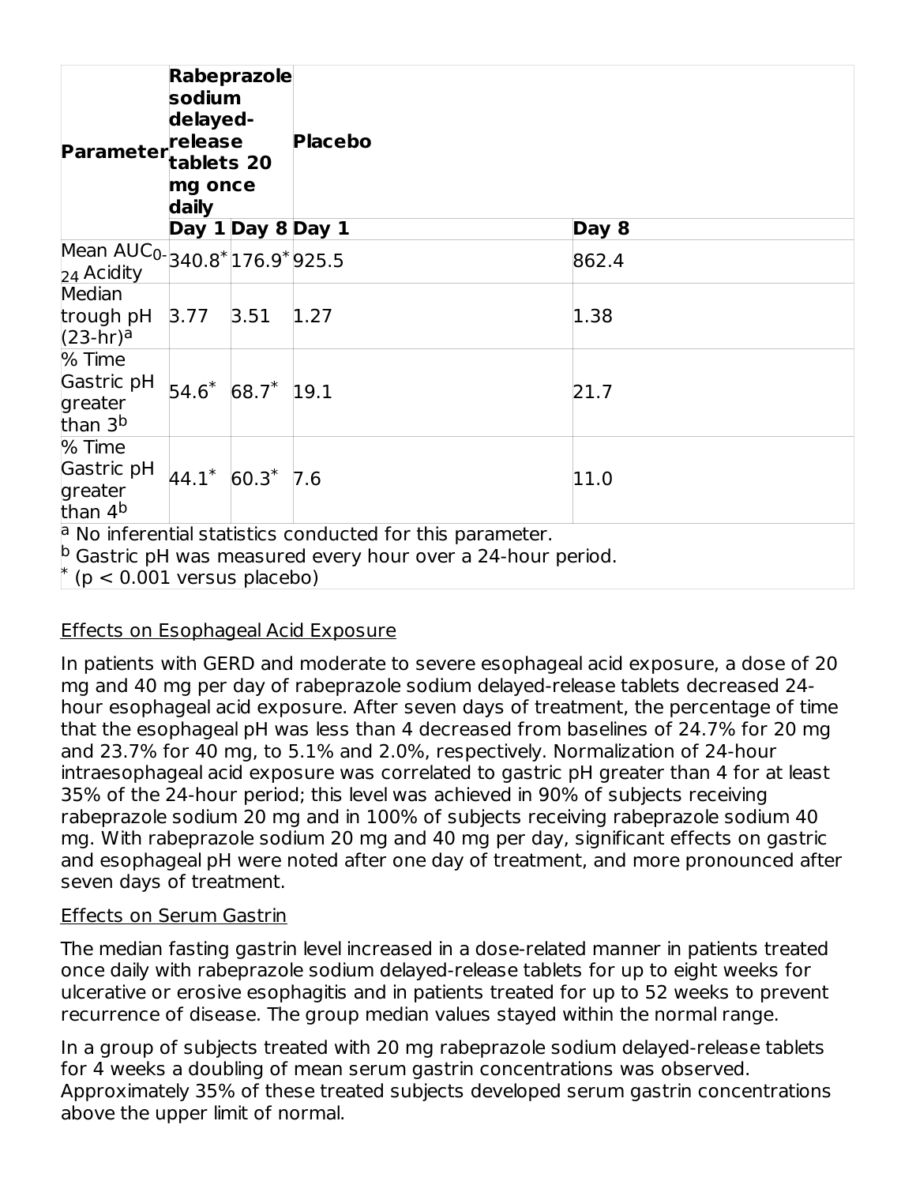| Parameter | Rabeprazole sodium delayed-release tablets 20 mg once daily | | Placebo | |
|---|---|---|---|---|
| | Day 1 | Day 8 | Day 1 | Day 8 |
| Mean $AUC_{0-24}$ Acidity | 340.8* | 176.9* | 925.5 | 862.4 |
| Median trough pH (23-hr)[a] | 3.77 | 3.51 | 1.27 | 1.38 |
| % Time Gastric pH greater than 3[b] | 54.6* | 68.7* | 19.1 | 21.7 |
| % Time Gastric pH greater than 4[b] | 44.1* | 60.3* | 7.6 | 11.0 |

[a] No inferential statistics conducted for this parameter.
[b] Gastric pH was measured every hour over a 24-hour period.
* ($p < 0.001$ versus placebo)

Effects on Esophageal Acid Exposure

In patients with GERD and moderate to severe esophageal acid exposure, a dose of 20 mg and 40 mg per day of rabeprazole sodium delayed-release tablets decreased 24-hour esophageal acid exposure. After seven days of treatment, the percentage of time that the esophageal pH was less than 4 decreased from baselines of 24.7% for 20 mg and 23.7% for 40 mg, to 5.1% and 2.0%, respectively. Normalization of 24-hour intraesophageal acid exposure was correlated to gastric pH greater than 4 for at least 35% of the 24-hour period; this level was achieved in 90% of subjects receiving rabeprazole sodium 20 mg and in 100% of subjects receiving rabeprazole sodium 40 mg. With rabeprazole sodium 20 mg and 40 mg per day, significant effects on gastric and esophageal pH were noted after one day of treatment, and more pronounced after seven days of treatment.

Effects on Serum Gastrin

The median fasting gastrin level increased in a dose-related manner in patients treated once daily with rabeprazole sodium delayed-release tablets for up to eight weeks for ulcerative or erosive esophagitis and in patients treated for up to 52 weeks to prevent recurrence of disease. The group median values stayed within the normal range.

In a group of subjects treated with 20 mg rabeprazole sodium delayed-release tablets for 4 weeks a doubling of mean serum gastrin concentrations was observed. Approximately 35% of these treated subjects developed serum gastrin concentrations above the upper limit of normal.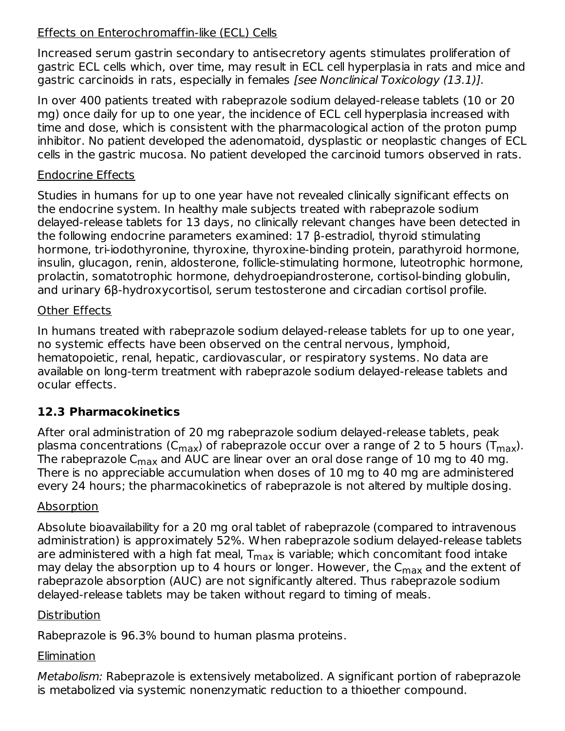Effects on Enterochromaffin-like (ECL) Cells

Increased serum gastrin secondary to antisecretory agents stimulates proliferation of gastric ECL cells which, over time, may result in ECL cell hyperplasia in rats and mice and gastric carcinoids in rats, especially in females *[see Nonclinical Toxicology (13.1)].*

In over 400 patients treated with rabeprazole sodium delayed-release tablets (10 or 20 mg) once daily for up to one year, the incidence of ECL cell hyperplasia increased with time and dose, which is consistent with the pharmacological action of the proton pump inhibitor. No patient developed the adenomatoid, dysplastic or neoplastic changes of ECL cells in the gastric mucosa. No patient developed the carcinoid tumors observed in rats.

Endocrine Effects

Studies in humans for up to one year have not revealed clinically significant effects on the endocrine system. In healthy male subjects treated with rabeprazole sodium delayed-release tablets for 13 days, no clinically relevant changes have been detected in the following endocrine parameters examined: 17 β-estradiol, thyroid stimulating hormone, tri-iodothyronine, thyroxine, thyroxine-binding protein, parathyroid hormone, insulin, glucagon, renin, aldosterone, follicle-stimulating hormone, luteotrophic hormone, prolactin, somatotrophic hormone, dehydroepiandrosterone, cortisol-binding globulin, and urinary 6β-hydroxycortisol, serum testosterone and circadian cortisol profile.

Other Effects

In humans treated with rabeprazole sodium delayed-release tablets for up to one year, no systemic effects have been observed on the central nervous, lymphoid, hematopoietic, renal, hepatic, cardiovascular, or respiratory systems. No data are available on long-term treatment with rabeprazole sodium delayed-release tablets and ocular effects.

### 12.3 Pharmacokinetics

After oral administration of 20 mg rabeprazole sodium delayed-release tablets, peak plasma concentrations ($C_{max}$) of rabeprazole occur over a range of 2 to 5 hours ($T_{max}$). The rabeprazole $C_{max}$ and AUC are linear over an oral dose range of 10 mg to 40 mg. There is no appreciable accumulation when doses of 10 mg to 40 mg are administered every 24 hours; the pharmacokinetics of rabeprazole is not altered by multiple dosing.

Absorption

Absolute bioavailability for a 20 mg oral tablet of rabeprazole (compared to intravenous administration) is approximately 52%. When rabeprazole sodium delayed-release tablets are administered with a high fat meal, $T_{max}$ is variable; which concomitant food intake may delay the absorption up to 4 hours or longer. However, the $C_{max}$ and the extent of rabeprazole absorption (AUC) are not significantly altered. Thus rabeprazole sodium delayed-release tablets may be taken without regard to timing of meals.

Distribution

Rabeprazole is 96.3% bound to human plasma proteins.

Elimination

*Metabolism:* Rabeprazole is extensively metabolized. A significant portion of rabeprazole is metabolized via systemic nonenzymatic reduction to a thioether compound.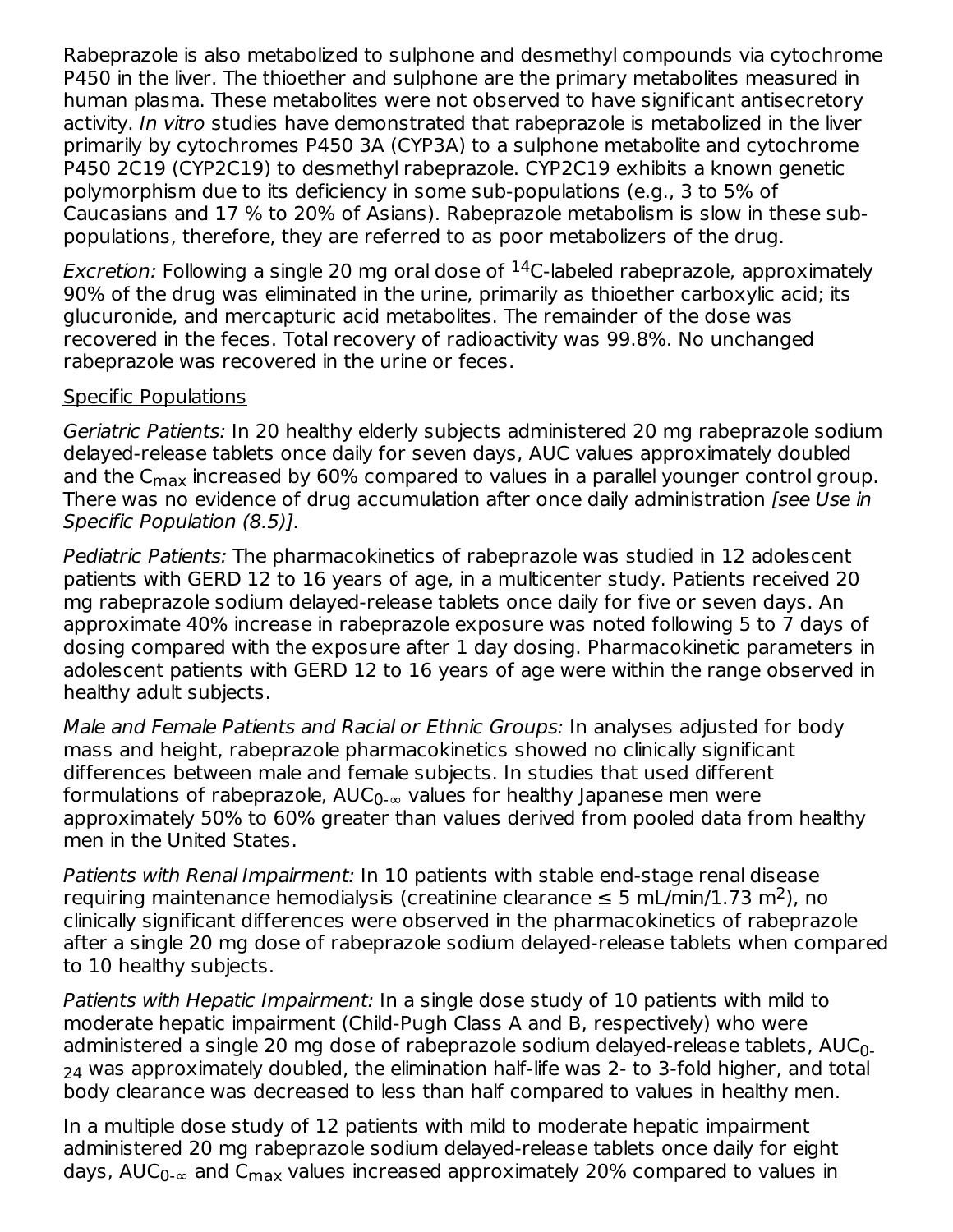Rabeprazole is also metabolized to sulphone and desmethyl compounds via cytochrome P450 in the liver. The thioether and sulphone are the primary metabolites measured in human plasma. These metabolites were not observed to have significant antisecretory activity. *In vitro* studies have demonstrated that rabeprazole is metabolized in the liver primarily by cytochromes P450 3A (CYP3A) to a sulphone metabolite and cytochrome P450 2C19 (CYP2C19) to desmethyl rabeprazole. CYP2C19 exhibits a known genetic polymorphism due to its deficiency in some sub-populations (e.g., 3 to 5% of Caucasians and 17 % to 20% of Asians). Rabeprazole metabolism is slow in these sub-populations, therefore, they are referred to as poor metabolizers of the drug.

*Excretion:* Following a single 20 mg oral dose of $^{14}$C-labeled rabeprazole, approximately 90% of the drug was eliminated in the urine, primarily as thioether carboxylic acid; its glucuronide, and mercapturic acid metabolites. The remainder of the dose was recovered in the feces. Total recovery of radioactivity was 99.8%. No unchanged rabeprazole was recovered in the urine or feces.

Specific Populations

*Geriatric Patients:* In 20 healthy elderly subjects administered 20 mg rabeprazole sodium delayed-release tablets once daily for seven days, AUC values approximately doubled and the $C_{max}$ increased by 60% compared to values in a parallel younger control group. There was no evidence of drug accumulation after once daily administration *[see Use in Specific Population (8.5)].*

*Pediatric Patients:* The pharmacokinetics of rabeprazole was studied in 12 adolescent patients with GERD 12 to 16 years of age, in a multicenter study. Patients received 20 mg rabeprazole sodium delayed-release tablets once daily for five or seven days. An approximate 40% increase in rabeprazole exposure was noted following 5 to 7 days of dosing compared with the exposure after 1 day dosing. Pharmacokinetic parameters in adolescent patients with GERD 12 to 16 years of age were within the range observed in healthy adult subjects.

*Male and Female Patients and Racial or Ethnic Groups:* In analyses adjusted for body mass and height, rabeprazole pharmacokinetics showed no clinically significant differences between male and female subjects. In studies that used different formulations of rabeprazole, $AUC_{0-\infty}$ values for healthy Japanese men were approximately 50% to 60% greater than values derived from pooled data from healthy men in the United States.

*Patients with Renal Impairment:* In 10 patients with stable end-stage renal disease requiring maintenance hemodialysis (creatinine clearance ≤ 5 mL/min/1.73 $m^2$), no clinically significant differences were observed in the pharmacokinetics of rabeprazole after a single 20 mg dose of rabeprazole sodium delayed-release tablets when compared to 10 healthy subjects.

*Patients with Hepatic Impairment:* In a single dose study of 10 patients with mild to moderate hepatic impairment (Child-Pugh Class A and B, respectively) who were administered a single 20 mg dose of rabeprazole sodium delayed-release tablets, $AUC_{0-24}$ was approximately doubled, the elimination half-life was 2- to 3-fold higher, and total body clearance was decreased to less than half compared to values in healthy men.

In a multiple dose study of 12 patients with mild to moderate hepatic impairment administered 20 mg rabeprazole sodium delayed-release tablets once daily for eight days, $AUC_{0-\infty}$ and $C_{max}$ values increased approximately 20% compared to values in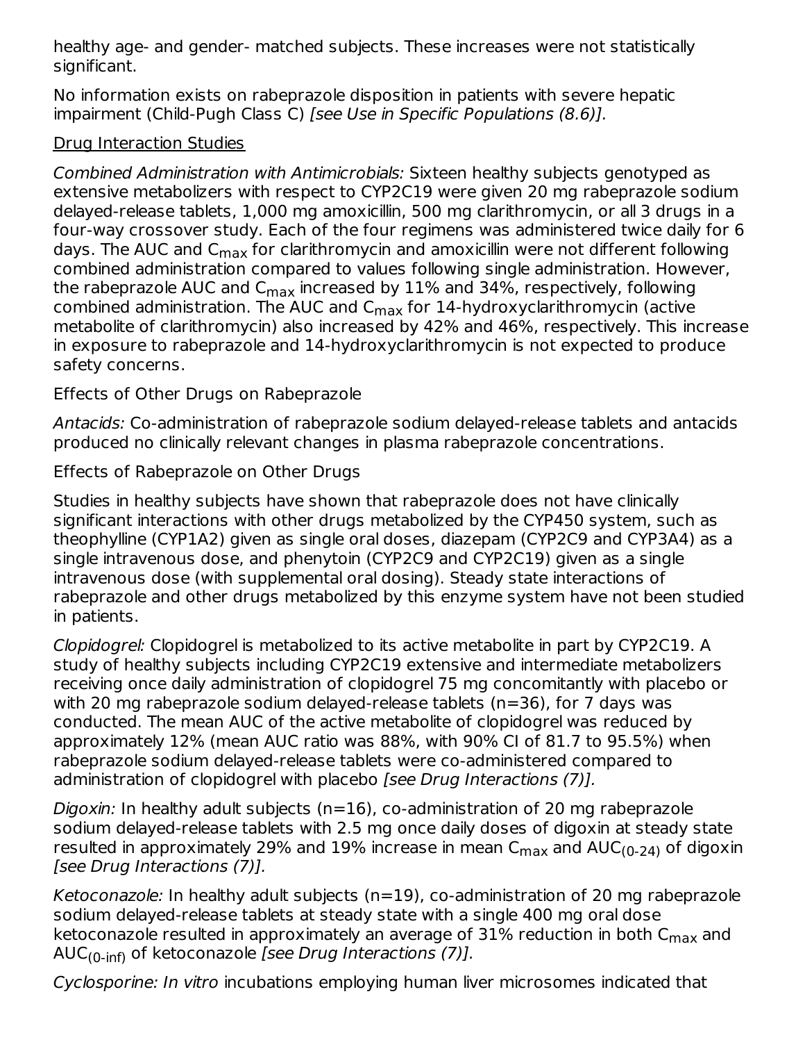healthy age- and gender- matched subjects. These increases were not statistically significant.

No information exists on rabeprazole disposition in patients with severe hepatic impairment (Child-Pugh Class C) *[see Use in Specific Populations (8.6)].*

Drug Interaction Studies

*Combined Administration with Antimicrobials:* Sixteen healthy subjects genotyped as extensive metabolizers with respect to CYP2C19 were given 20 mg rabeprazole sodium delayed-release tablets, 1,000 mg amoxicillin, 500 mg clarithromycin, or all 3 drugs in a four-way crossover study. Each of the four regimens was administered twice daily for 6 days. The AUC and $C_{max}$ for clarithromycin and amoxicillin were not different following combined administration compared to values following single administration. However, the rabeprazole AUC and $C_{max}$ increased by 11% and 34%, respectively, following combined administration. The AUC and $C_{max}$ for 14-hydroxyclarithromycin (active metabolite of clarithromycin) also increased by 42% and 46%, respectively. This increase in exposure to rabeprazole and 14-hydroxyclarithromycin is not expected to produce safety concerns.

Effects of Other Drugs on Rabeprazole

*Antacids:* Co-administration of rabeprazole sodium delayed-release tablets and antacids produced no clinically relevant changes in plasma rabeprazole concentrations.

Effects of Rabeprazole on Other Drugs

Studies in healthy subjects have shown that rabeprazole does not have clinically significant interactions with other drugs metabolized by the CYP450 system, such as theophylline (CYP1A2) given as single oral doses, diazepam (CYP2C9 and CYP3A4) as a single intravenous dose, and phenytoin (CYP2C9 and CYP2C19) given as a single intravenous dose (with supplemental oral dosing). Steady state interactions of rabeprazole and other drugs metabolized by this enzyme system have not been studied in patients.

*Clopidogrel:* Clopidogrel is metabolized to its active metabolite in part by CYP2C19. A study of healthy subjects including CYP2C19 extensive and intermediate metabolizers receiving once daily administration of clopidogrel 75 mg concomitantly with placebo or with 20 mg rabeprazole sodium delayed-release tablets (n=36), for 7 days was conducted. The mean AUC of the active metabolite of clopidogrel was reduced by approximately 12% (mean AUC ratio was 88%, with 90% CI of 81.7 to 95.5%) when rabeprazole sodium delayed-release tablets were co-administered compared to administration of clopidogrel with placebo *[see Drug Interactions (7)].*

*Digoxin:* In healthy adult subjects (n=16), co-administration of 20 mg rabeprazole sodium delayed-release tablets with 2.5 mg once daily doses of digoxin at steady state resulted in approximately 29% and 19% increase in mean $C_{max}$ and $AUC_{(0\text{-}24)}$ of digoxin *[see Drug Interactions (7)].*

*Ketoconazole:* In healthy adult subjects (n=19), co-administration of 20 mg rabeprazole sodium delayed-release tablets at steady state with a single 400 mg oral dose ketoconazole resulted in approximately an average of 31% reduction in both $C_{max}$ and $AUC_{(0\text{-}inf)}$ of ketoconazole *[see Drug Interactions (7)].*

*Cyclosporine: In vitro* incubations employing human liver microsomes indicated that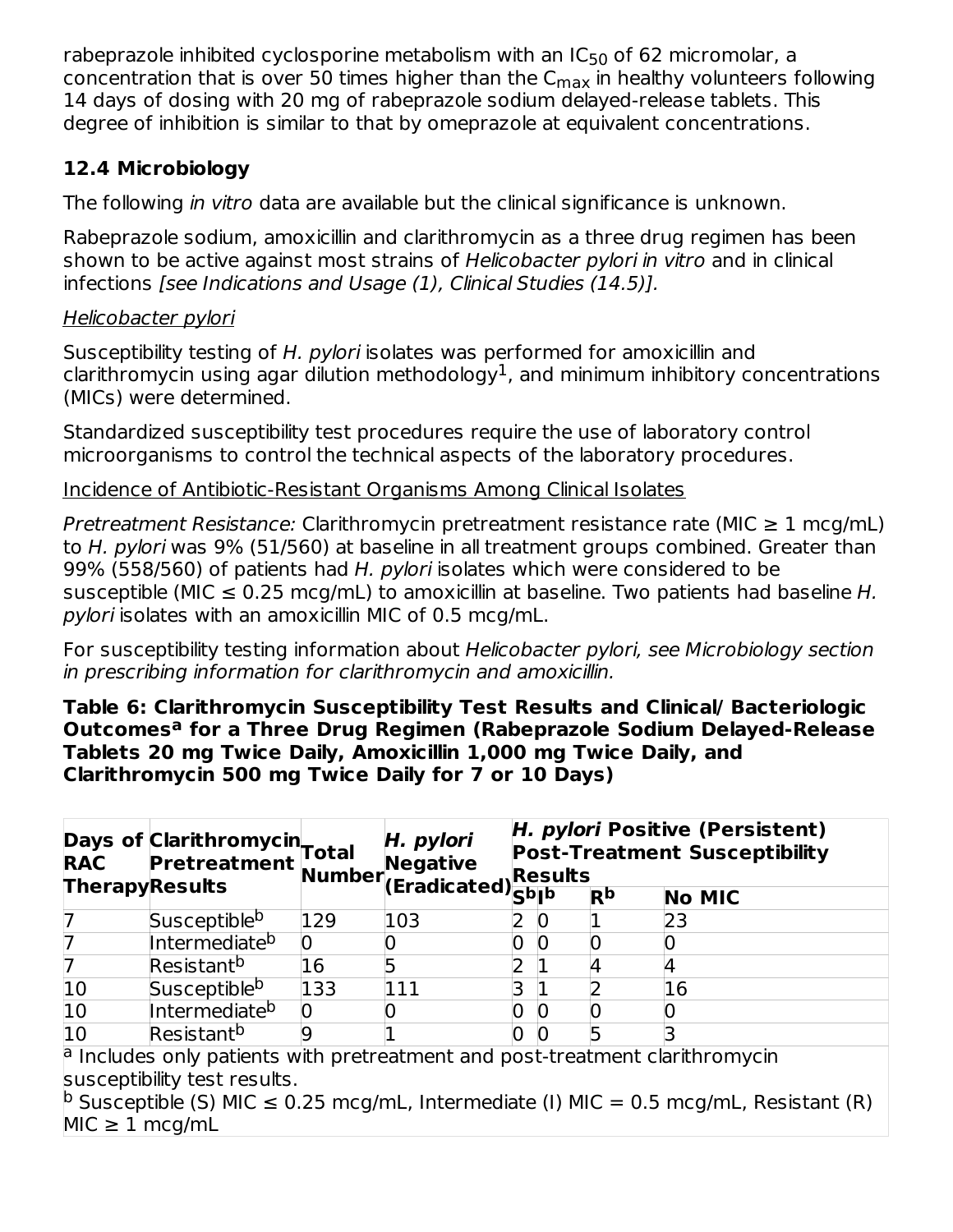rabeprazole inhibited cyclosporine metabolism with an $IC_{50}$ of 62 micromolar, a concentration that is over 50 times higher than the $C_{max}$ in healthy volunteers following 14 days of dosing with 20 mg of rabeprazole sodium delayed-release tablets. This degree of inhibition is similar to that by omeprazole at equivalent concentrations.

### 12.4 Microbiology

The following *in vitro* data are available but the clinical significance is unknown.

Rabeprazole sodium, amoxicillin and clarithromycin as a three drug regimen has been shown to be active against most strains of *Helicobacter pylori in vitro* and in clinical infections *[see Indications and Usage (1), Clinical Studies (14.5)].*

Helicobacter pylori

Susceptibility testing of *H. pylori* isolates was performed for amoxicillin and clarithromycin using agar dilution methodology[1], and minimum inhibitory concentrations (MICs) were determined.

Standardized susceptibility test procedures require the use of laboratory control microorganisms to control the technical aspects of the laboratory procedures.

Incidence of Antibiotic-Resistant Organisms Among Clinical Isolates

*Pretreatment Resistance:* Clarithromycin pretreatment resistance rate (MIC ≥ 1 mcg/mL) to *H. pylori* was 9% (51/560) at baseline in all treatment groups combined. Greater than 99% (558/560) of patients had *H. pylori* isolates which were considered to be susceptible (MIC ≤ 0.25 mcg/mL) to amoxicillin at baseline. Two patients had baseline *H. pylori* isolates with an amoxicillin MIC of 0.5 mcg/mL.

For susceptibility testing information about *Helicobacter pylori, see Microbiology section in prescribing information for clarithromycin and amoxicillin.*

**Table 6: Clarithromycin Susceptibility Test Results and Clinical/ Bacteriologic Outcomes[a] for a Three Drug Regimen (Rabeprazole Sodium Delayed-Release Tablets 20 mg Twice Daily, Amoxicillin 1,000 mg Twice Daily, and Clarithromycin 500 mg Twice Daily for 7 or 10 Days)**

| Days of RAC Therapy | Clarithromycin Pretreatment Results | Total Number | *H. pylori* Negative (Eradicated) | *H. pylori* Positive (Persistent) Post-Treatment Susceptibility Results | | | |
|---|---|---|---|---|---|---|---|
| | | | | S[b] | I[b] | R[b] | No MIC |
| 7 | Susceptible[b] | 129 | 103 | 2 | 0 | 1 | 23 |
| 7 | Intermediate[b] | 0 | 0 | 0 | 0 | 0 | 0 |
| 7 | Resistant[b] | 16 | 5 | 2 | 1 | 4 | 4 |
| 10 | Susceptible[b] | 133 | 111 | 3 | 1 | 2 | 16 |
| 10 | Intermediate[b] | 0 | 0 | 0 | 0 | 0 | 0 |
| 10 | Resistant[b] | 9 | 1 | 0 | 0 | 5 | 3 |

[a] Includes only patients with pretreatment and post-treatment clarithromycin susceptibility test results.
[b] Susceptible (S) MIC ≤ 0.25 mcg/mL, Intermediate (I) MIC = 0.5 mcg/mL, Resistant (R) MIC ≥ 1 mcg/mL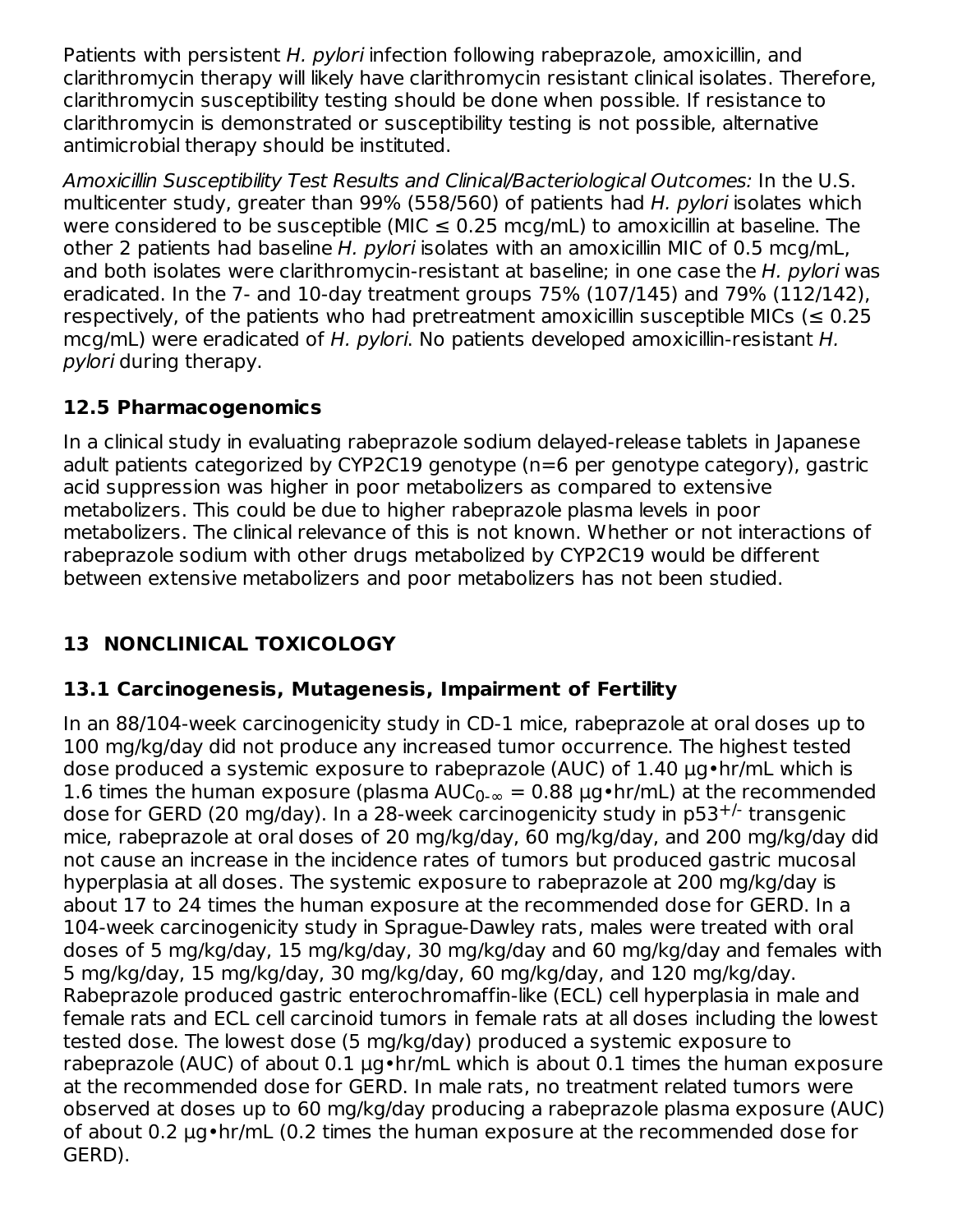Patients with persistent *H. pylori* infection following rabeprazole, amoxicillin, and clarithromycin therapy will likely have clarithromycin resistant clinical isolates. Therefore, clarithromycin susceptibility testing should be done when possible. If resistance to clarithromycin is demonstrated or susceptibility testing is not possible, alternative antimicrobial therapy should be instituted.

*Amoxicillin Susceptibility Test Results and Clinical/Bacteriological Outcomes:* In the U.S. multicenter study, greater than 99% (558/560) of patients had *H. pylori* isolates which were considered to be susceptible (MIC ≤ 0.25 mcg/mL) to amoxicillin at baseline. The other 2 patients had baseline *H. pylori* isolates with an amoxicillin MIC of 0.5 mcg/mL, and both isolates were clarithromycin-resistant at baseline; in one case the *H. pylori* was eradicated. In the 7- and 10-day treatment groups 75% (107/145) and 79% (112/142), respectively, of the patients who had pretreatment amoxicillin susceptible MICs (≤ 0.25 mcg/mL) were eradicated of *H. pylori*. No patients developed amoxicillin-resistant *H. pylori* during therapy.

### 12.5 Pharmacogenomics

In a clinical study in evaluating rabeprazole sodium delayed-release tablets in Japanese adult patients categorized by CYP2C19 genotype (n=6 per genotype category), gastric acid suppression was higher in poor metabolizers as compared to extensive metabolizers. This could be due to higher rabeprazole plasma levels in poor metabolizers. The clinical relevance of this is not known. Whether or not interactions of rabeprazole sodium with other drugs metabolized by CYP2C19 would be different between extensive metabolizers and poor metabolizers has not been studied.

## 13 NONCLINICAL TOXICOLOGY

### 13.1 Carcinogenesis, Mutagenesis, Impairment of Fertility

In an 88/104-week carcinogenicity study in CD-1 mice, rabeprazole at oral doses up to 100 mg/kg/day did not produce any increased tumor occurrence. The highest tested dose produced a systemic exposure to rabeprazole (AUC) of 1.40 µg•hr/mL which is 1.6 times the human exposure (plasma $AUC_{0-\infty}$ = 0.88 µg•hr/mL) at the recommended dose for GERD (20 mg/day). In a 28-week carcinogenicity study in $p53^{+/-}$ transgenic mice, rabeprazole at oral doses of 20 mg/kg/day, 60 mg/kg/day, and 200 mg/kg/day did not cause an increase in the incidence rates of tumors but produced gastric mucosal hyperplasia at all doses. The systemic exposure to rabeprazole at 200 mg/kg/day is about 17 to 24 times the human exposure at the recommended dose for GERD. In a 104-week carcinogenicity study in Sprague-Dawley rats, males were treated with oral doses of 5 mg/kg/day, 15 mg/kg/day, 30 mg/kg/day and 60 mg/kg/day and females with 5 mg/kg/day, 15 mg/kg/day, 30 mg/kg/day, 60 mg/kg/day, and 120 mg/kg/day. Rabeprazole produced gastric enterochromaffin-like (ECL) cell hyperplasia in male and female rats and ECL cell carcinoid tumors in female rats at all doses including the lowest tested dose. The lowest dose (5 mg/kg/day) produced a systemic exposure to rabeprazole (AUC) of about 0.1 µg•hr/mL which is about 0.1 times the human exposure at the recommended dose for GERD. In male rats, no treatment related tumors were observed at doses up to 60 mg/kg/day producing a rabeprazole plasma exposure (AUC) of about 0.2 µg•hr/mL (0.2 times the human exposure at the recommended dose for GERD).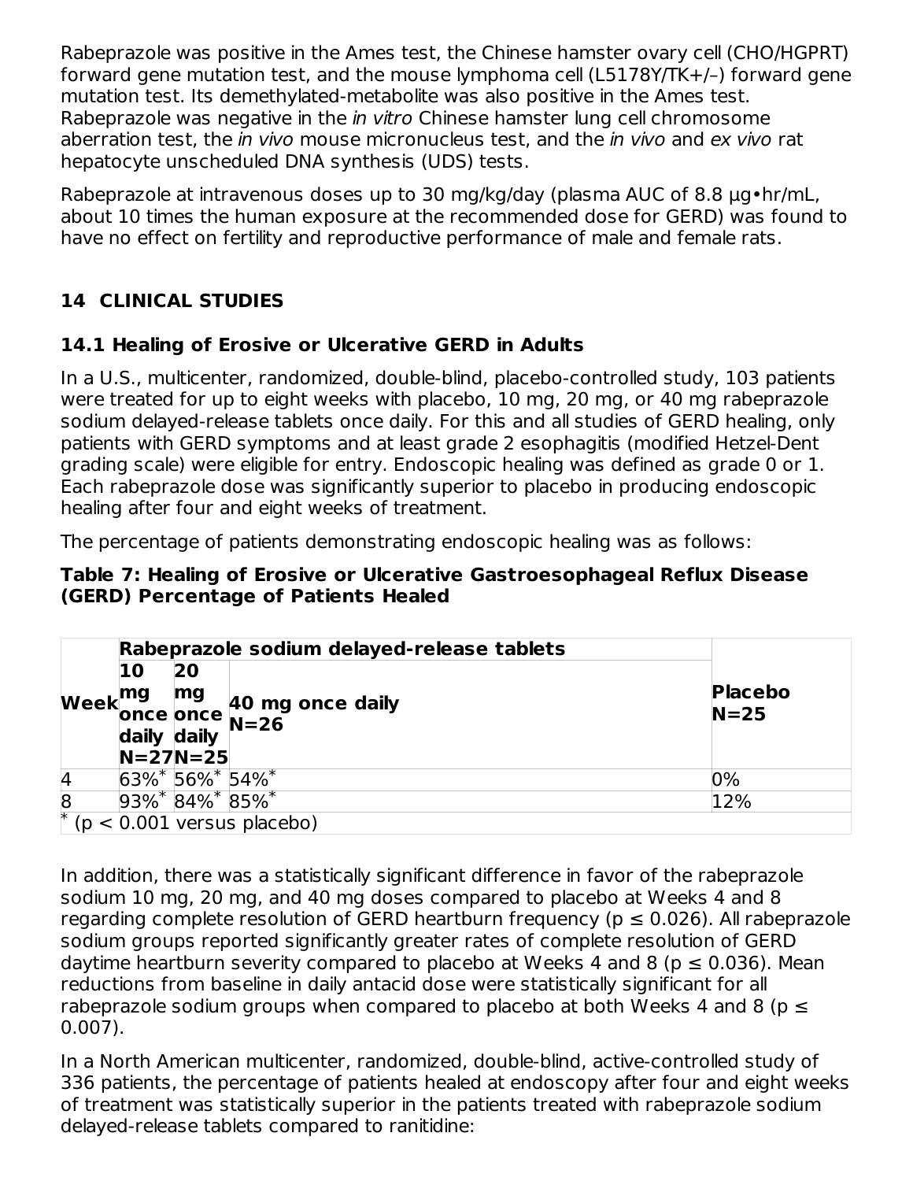Rabeprazole was positive in the Ames test, the Chinese hamster ovary cell (CHO/HGPRT) forward gene mutation test, and the mouse lymphoma cell (L5178Y/TK+/–) forward gene mutation test. Its demethylated-metabolite was also positive in the Ames test. Rabeprazole was negative in the *in vitro* Chinese hamster lung cell chromosome aberration test, the *in vivo* mouse micronucleus test, and the *in vivo* and *ex vivo* rat hepatocyte unscheduled DNA synthesis (UDS) tests.

Rabeprazole at intravenous doses up to 30 mg/kg/day (plasma AUC of 8.8 µg•hr/mL, about 10 times the human exposure at the recommended dose for GERD) was found to have no effect on fertility and reproductive performance of male and female rats.

## 14 CLINICAL STUDIES

### 14.1 Healing of Erosive or Ulcerative GERD in Adults

In a U.S., multicenter, randomized, double-blind, placebo-controlled study, 103 patients were treated for up to eight weeks with placebo, 10 mg, 20 mg, or 40 mg rabeprazole sodium delayed-release tablets once daily. For this and all studies of GERD healing, only patients with GERD symptoms and at least grade 2 esophagitis (modified Hetzel-Dent grading scale) were eligible for entry. Endoscopic healing was defined as grade 0 or 1. Each rabeprazole dose was significantly superior to placebo in producing endoscopic healing after four and eight weeks of treatment.

The percentage of patients demonstrating endoscopic healing was as follows:

**Table 7: Healing of Erosive or Ulcerative Gastroesophageal Reflux Disease (GERD) Percentage of Patients Healed**

| Week | Rabeprazole sodium delayed-release tablets | | | Placebo N=25 |
|---|---|---|---|---|
| | 10 mg once daily N=27 | 20 mg once daily N=25 | 40 mg once daily N=26 | |
| 4 | 63%* | 56%* | 54%* | 0% |
| 8 | 93%* | 84%* | 85%* | 12% |

* ($p < 0.001$ versus placebo)

In addition, there was a statistically significant difference in favor of the rabeprazole sodium 10 mg, 20 mg, and 40 mg doses compared to placebo at Weeks 4 and 8 regarding complete resolution of GERD heartburn frequency ($p \leq 0.026$). All rabeprazole sodium groups reported significantly greater rates of complete resolution of GERD daytime heartburn severity compared to placebo at Weeks 4 and 8 ($p \leq 0.036$). Mean reductions from baseline in daily antacid dose were statistically significant for all rabeprazole sodium groups when compared to placebo at both Weeks 4 and 8 ($p \leq 0.007$).

In a North American multicenter, randomized, double-blind, active-controlled study of 336 patients, the percentage of patients healed at endoscopy after four and eight weeks of treatment was statistically superior in the patients treated with rabeprazole sodium delayed-release tablets compared to ranitidine: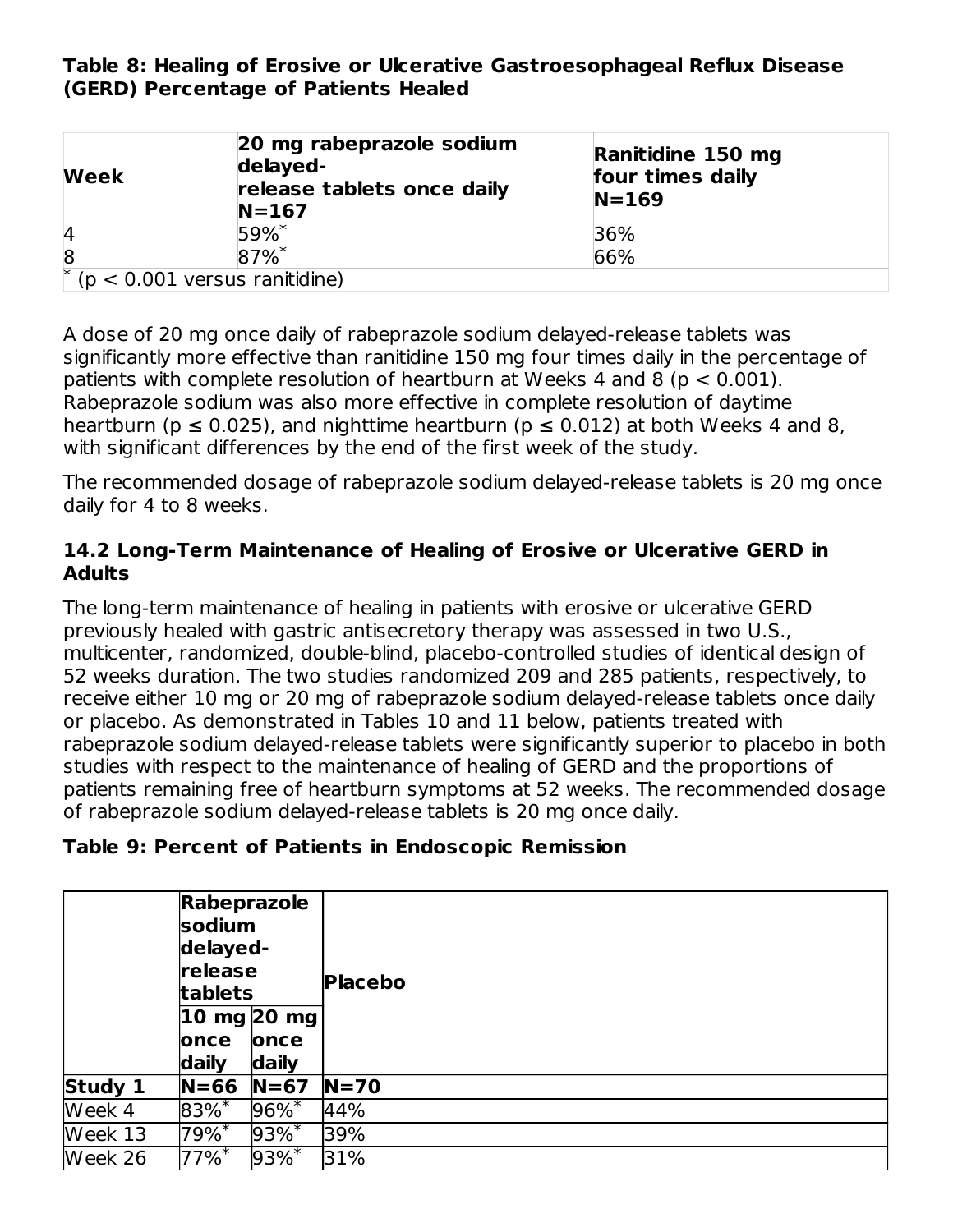**Table 8: Healing of Erosive or Ulcerative Gastroesophageal Reflux Disease (GERD) Percentage of Patients Healed**

| Week | 20 mg rabeprazole sodium delayed-release tablets once daily N=167 | Ranitidine 150 mg four times daily N=169 |
|---|---|---|
| 4 | 59%* | 36% |
| 8 | 87%* | 66% |
| * ($p < 0.001$ versus ranitidine) | | |

A dose of 20 mg once daily of rabeprazole sodium delayed-release tablets was significantly more effective than ranitidine 150 mg four times daily in the percentage of patients with complete resolution of heartburn at Weeks 4 and 8 ($p < 0.001$). Rabeprazole sodium was also more effective in complete resolution of daytime heartburn ($p \leq 0.025$), and nighttime heartburn ($p \leq 0.012$) at both Weeks 4 and 8, with significant differences by the end of the first week of the study.

The recommended dosage of rabeprazole sodium delayed-release tablets is 20 mg once daily for 4 to 8 weeks.

## 14.2 Long-Term Maintenance of Healing of Erosive or Ulcerative GERD in Adults

The long-term maintenance of healing in patients with erosive or ulcerative GERD previously healed with gastric antisecretory therapy was assessed in two U.S., multicenter, randomized, double-blind, placebo-controlled studies of identical design of 52 weeks duration. The two studies randomized 209 and 285 patients, respectively, to receive either 10 mg or 20 mg of rabeprazole sodium delayed-release tablets once daily or placebo. As demonstrated in Tables 10 and 11 below, patients treated with rabeprazole sodium delayed-release tablets were significantly superior to placebo in both studies with respect to the maintenance of healing of GERD and the proportions of patients remaining free of heartburn symptoms at 52 weeks. The recommended dosage of rabeprazole sodium delayed-release tablets is 20 mg once daily.

**Table 9: Percent of Patients in Endoscopic Remission**

| | Rabeprazole sodium delayed-release tablets | | Placebo |
|---|---|---|---|
| | 10 mg once daily | 20 mg once daily | |
| **Study 1** | **N=66** | **N=67** | **N=70** |
| Week 4 | 83%* | 96%* | 44% |
| Week 13 | 79%* | 93%* | 39% |
| Week 26 | 77%* | 93%* | 31% |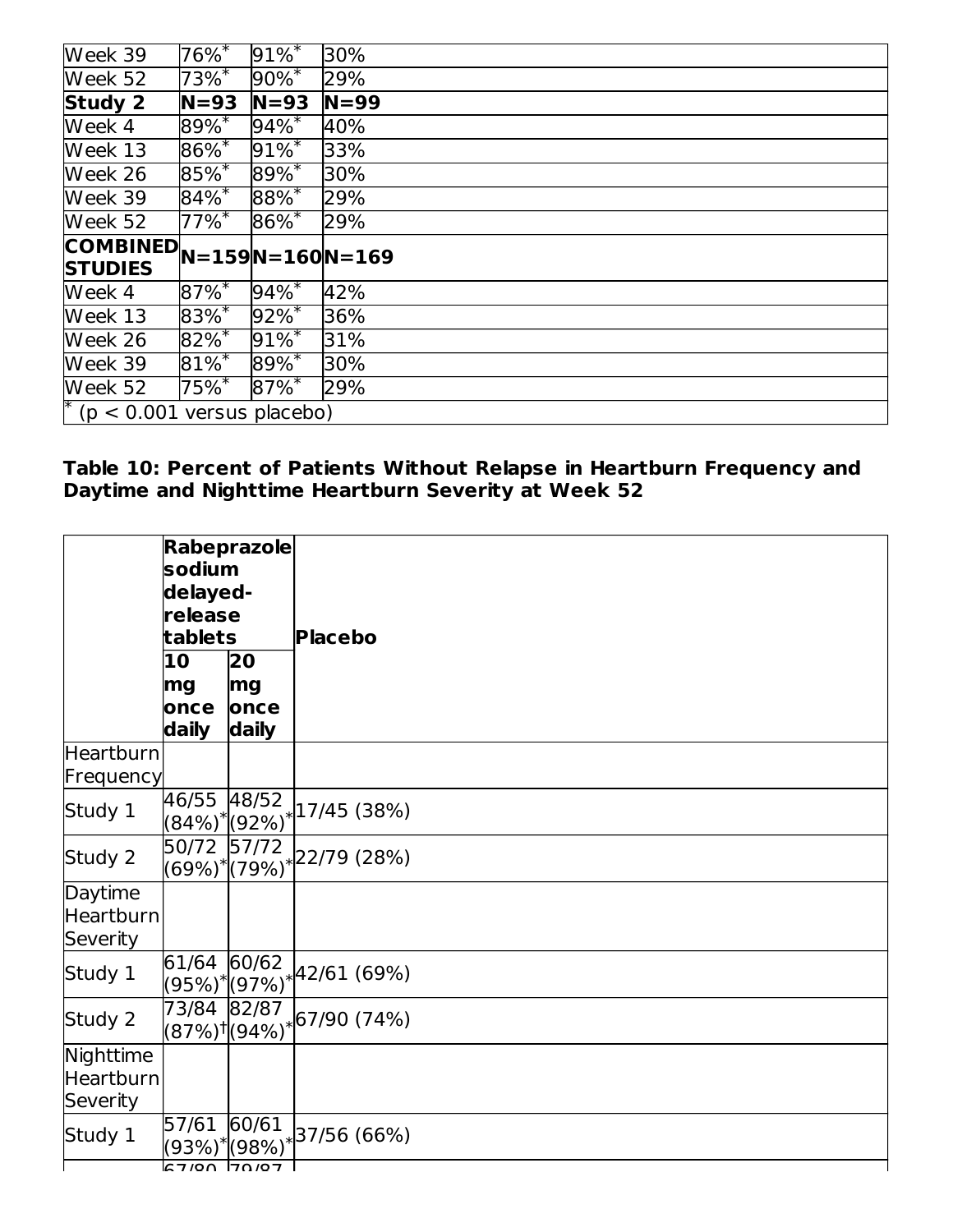| | | | |
|---|---|---|---|
| Week 39 | 76%* | 91%* | 30% |
| Week 52 | 73%* | 90%* | 29% |
| **Study 2** | **N=93** | **N=93** | **N=99** |
| Week 4 | 89%* | 94%* | 40% |
| Week 13 | 86%* | 91%* | 33% |
| Week 26 | 85%* | 89%* | 30% |
| Week 39 | 84%* | 88%* | 29% |
| Week 52 | 77%* | 86%* | 29% |
| **COMBINED STUDIES** | **N=159** | **N=160** | **N=169** |
| Week 4 | 87%* | 94%* | 42% |
| Week 13 | 83%* | 92%* | 36% |
| Week 26 | 82%* | 91%* | 31% |
| Week 39 | 81%* | 89%* | 30% |
| Week 52 | 75%* | 87%* | 29% |

* ($p < 0.001$ versus placebo)

**Table 10: Percent of Patients Without Relapse in Heartburn Frequency and Daytime and Nighttime Heartburn Severity at Week 52**

| | **Rabeprazole sodium delayed-release tablets** | | **Placebo** |
|---|---|---|---|
| | **10 mg once daily** | **20 mg once daily** | |
| Heartburn Frequency | | | |
| Study 1 | 46/55 (84%)* | 48/52 (92%)* | 17/45 (38%) |
| Study 2 | 50/72 (69%)* | 57/72 (79%)* | 22/79 (28%) |
| Daytime Heartburn Severity | | | |
| Study 1 | 61/64 (95%)* | 60/62 (97%)* | 42/61 (69%) |
| Study 2 | 73/84 (87%)† | 82/87 (94%)* | 67/90 (74%) |
| Nighttime Heartburn Severity | | | |
| Study 1 | 57/61 (93%)* | 60/61 (98%)* | 37/56 (66%) |
| | 67/80 | 79/87 | |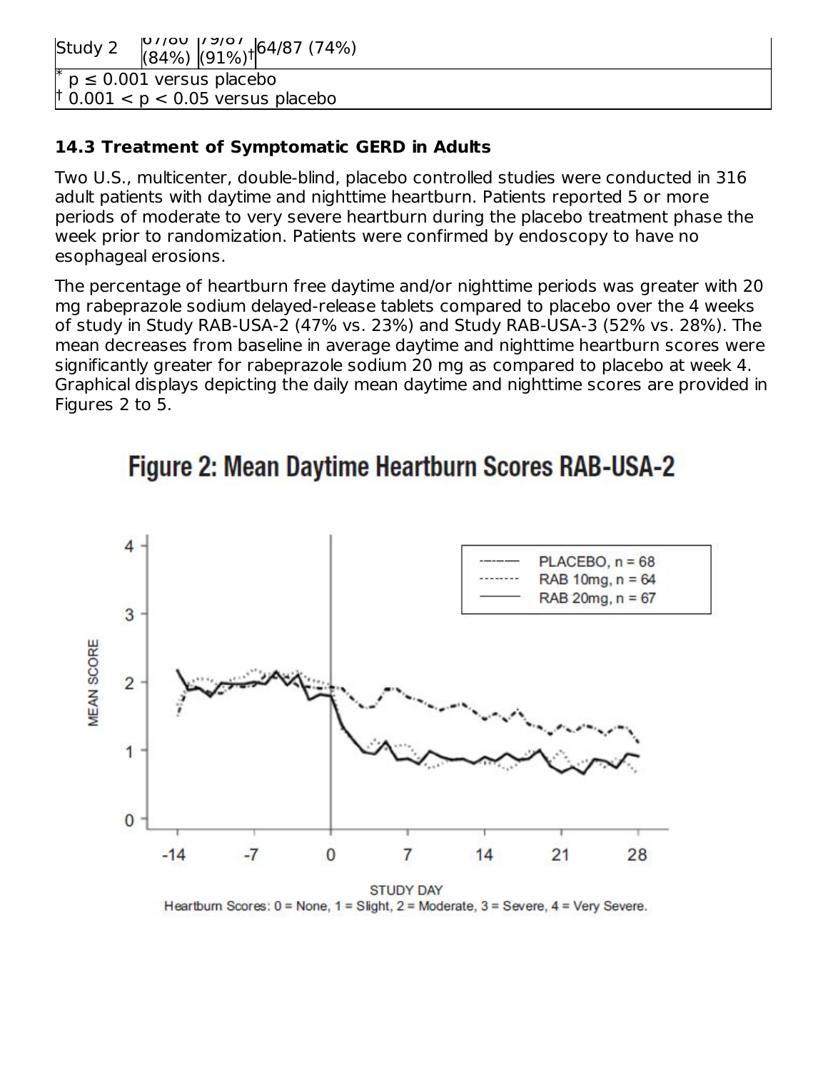| Study 2 | 67/80 (84%) | 79/87 (91%)† | 64/87 (74%) |
|---|---|---|---|
| * p ≤ 0.001 versus placebo<br>† 0.001 < p < 0.05 versus placebo | | | |

### 14.3 Treatment of Symptomatic GERD in Adults

Two U.S., multicenter, double-blind, placebo controlled studies were conducted in 316 adult patients with daytime and nighttime heartburn. Patients reported 5 or more periods of moderate to very severe heartburn during the placebo treatment phase the week prior to randomization. Patients were confirmed by endoscopy to have no esophageal erosions.

The percentage of heartburn free daytime and/or nighttime periods was greater with 20 mg rabeprazole sodium delayed-release tablets compared to placebo over the 4 weeks of study in Study RAB-USA-2 (47% vs. 23%) and Study RAB-USA-3 (52% vs. 28%). The mean decreases from baseline in average daytime and nighttime heartburn scores were significantly greater for rabeprazole sodium 20 mg as compared to placebo at week 4. Graphical displays depicting the daily mean daytime and nighttime scores are provided in Figures 2 to 5.

**Figure 2: Mean Daytime Heartburn Scores RAB-USA-2**

Heartburn Scores: 0 = None, 1 = Slight, 2 = Moderate, 3 = Severe, 4 = Very Severe.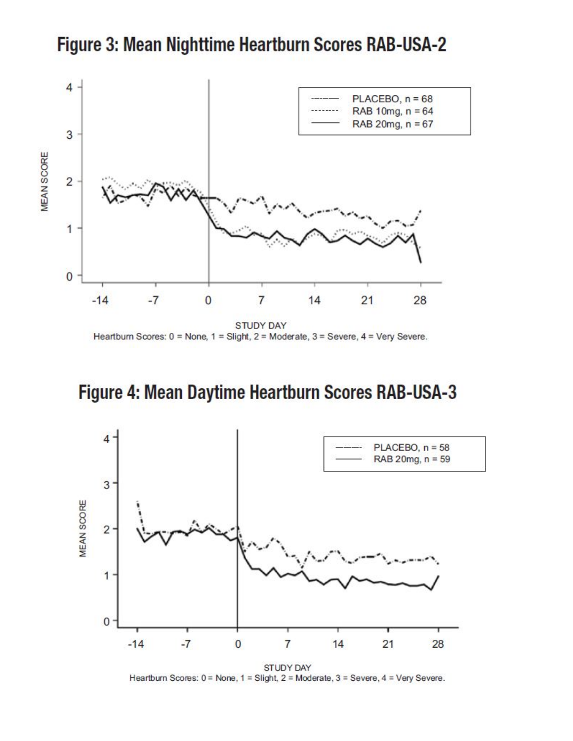## Figure 3: Mean Nighttime Heartburn Scores RAB-USA-2

Heartburn Scores: 0 = None, 1 = Slight, 2 = Moderate, 3 = Severe, 4 = Very Severe.

## Figure 4: Mean Daytime Heartburn Scores RAB-USA-3

Heartburn Scores: 0 = None, 1 = Slight, 2 = Moderate, 3 = Severe, 4 = Very Severe.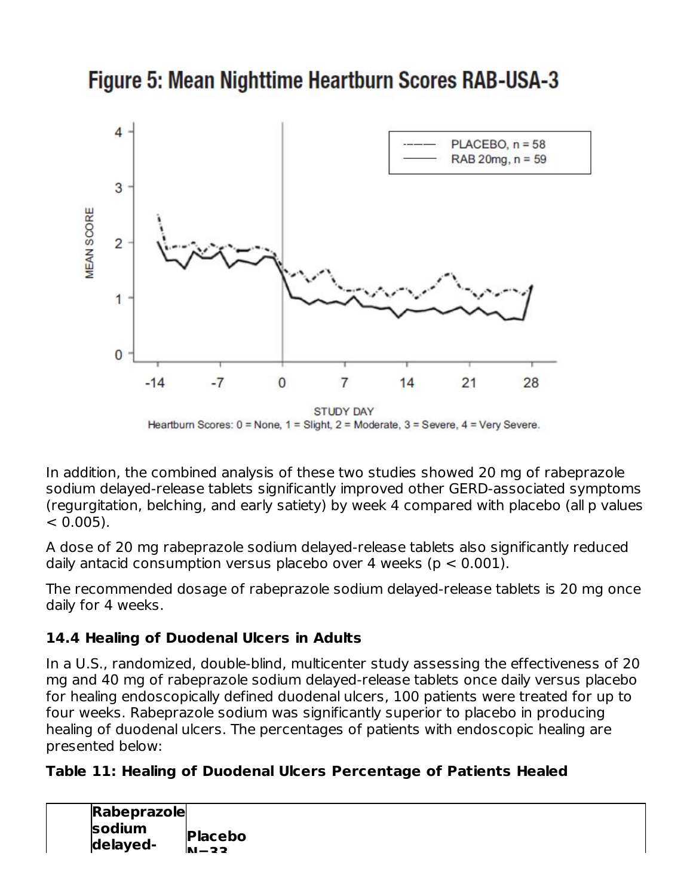**Figure 5: Mean Nighttime Heartburn Scores RAB-USA-3**

Heartburn Scores: 0 = None, 1 = Slight, 2 = Moderate, 3 = Severe, 4 = Very Severe.

In addition, the combined analysis of these two studies showed 20 mg of rabeprazole sodium delayed-release tablets significantly improved other GERD-associated symptoms (regurgitation, belching, and early satiety) by week 4 compared with placebo (all p values $< 0.005$).

A dose of 20 mg rabeprazole sodium delayed-release tablets also significantly reduced daily antacid consumption versus placebo over 4 weeks ($p < 0.001$).

The recommended dosage of rabeprazole sodium delayed-release tablets is 20 mg once daily for 4 weeks.

### 14.4 Healing of Duodenal Ulcers in Adults

In a U.S., randomized, double-blind, multicenter study assessing the effectiveness of 20 mg and 40 mg of rabeprazole sodium delayed-release tablets once daily versus placebo for healing endoscopically defined duodenal ulcers, 100 patients were treated for up to four weeks. Rabeprazole sodium was significantly superior to placebo in producing healing of duodenal ulcers. The percentages of patients with endoscopic healing are presented below:

**Table 11: Healing of Duodenal Ulcers Percentage of Patients Healed**

| | Rabeprazole sodium delayed- | Placebo N=33 |
|---|---|---|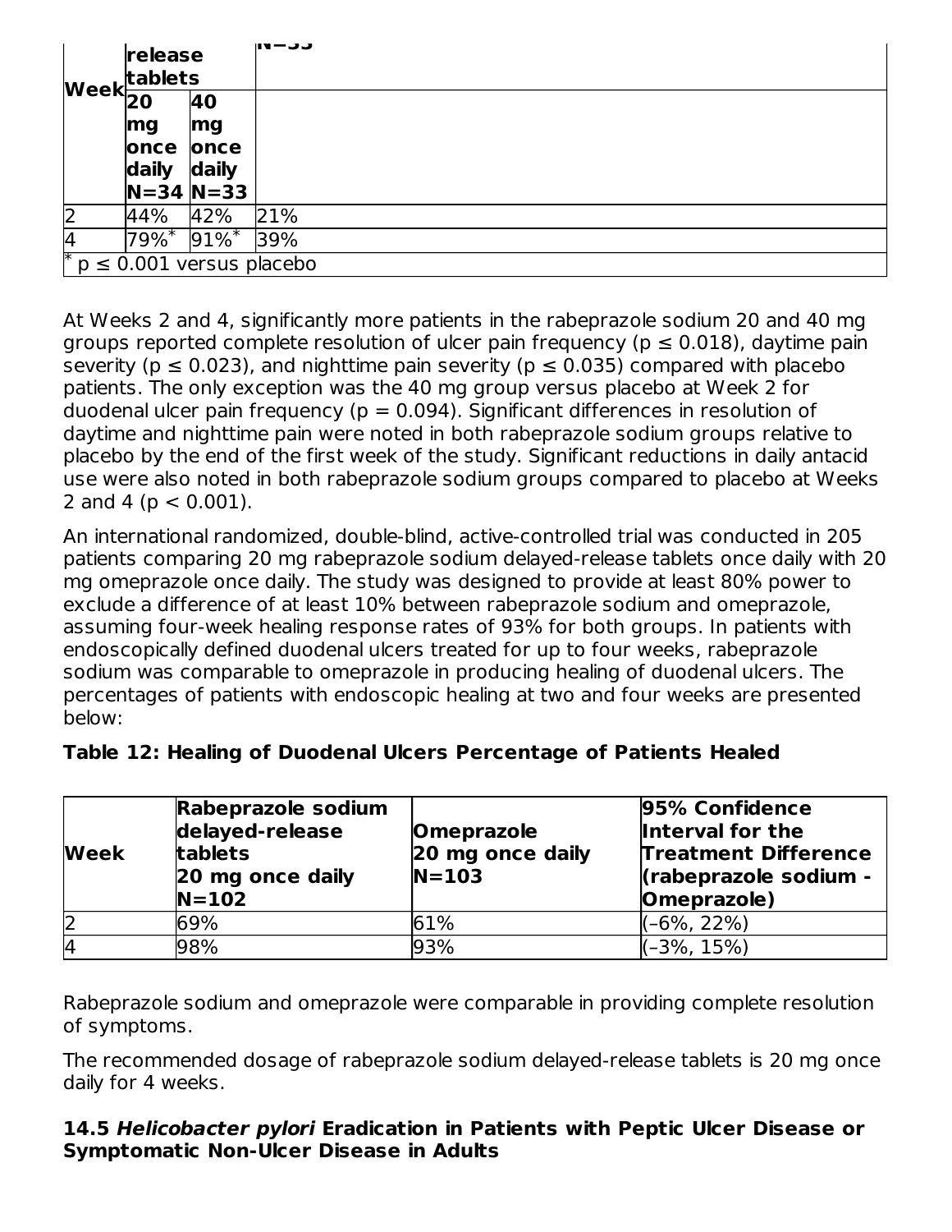| Week | Rabeprazole sodium delayed-release tablets | | Placebo N=33 |
|---|---|---|---|
| | 20 mg once daily N=34 | 40 mg once daily N=33 | |
| 2 | 44% | 42% | 21% |
| 4 | 79%* | 91%* | 39% |
| * $p \leq 0.001$ versus placebo | | | |

At Weeks 2 and 4, significantly more patients in the rabeprazole sodium 20 and 40 mg groups reported complete resolution of ulcer pain frequency ($p \leq 0.018$), daytime pain severity ($p \leq 0.023$), and nighttime pain severity ($p \leq 0.035$) compared with placebo patients. The only exception was the 40 mg group versus placebo at Week 2 for duodenal ulcer pain frequency ($p = 0.094$). Significant differences in resolution of daytime and nighttime pain were noted in both rabeprazole sodium groups relative to placebo by the end of the first week of the study. Significant reductions in daily antacid use were also noted in both rabeprazole sodium groups compared to placebo at Weeks 2 and 4 ($p < 0.001$).

An international randomized, double-blind, active-controlled trial was conducted in 205 patients comparing 20 mg rabeprazole sodium delayed-release tablets once daily with 20 mg omeprazole once daily. The study was designed to provide at least 80% power to exclude a difference of at least 10% between rabeprazole sodium and omeprazole, assuming four-week healing response rates of 93% for both groups. In patients with endoscopically defined duodenal ulcers treated for up to four weeks, rabeprazole sodium was comparable to omeprazole in producing healing of duodenal ulcers. The percentages of patients with endoscopic healing at two and four weeks are presented below:

**Table 12: Healing of Duodenal Ulcers Percentage of Patients Healed**

| Week | Rabeprazole sodium delayed-release tablets 20 mg once daily N=102 | Omeprazole 20 mg once daily N=103 | 95% Confidence Interval for the Treatment Difference (rabeprazole sodium - Omeprazole) |
|---|---|---|---|
| 2 | 69% | 61% | (–6%, 22%) |
| 4 | 98% | 93% | (–3%, 15%) |

Rabeprazole sodium and omeprazole were comparable in providing complete resolution of symptoms.

The recommended dosage of rabeprazole sodium delayed-release tablets is 20 mg once daily for 4 weeks.

### 14.5 *Helicobacter pylori* Eradication in Patients with Peptic Ulcer Disease or Symptomatic Non-Ulcer Disease in Adults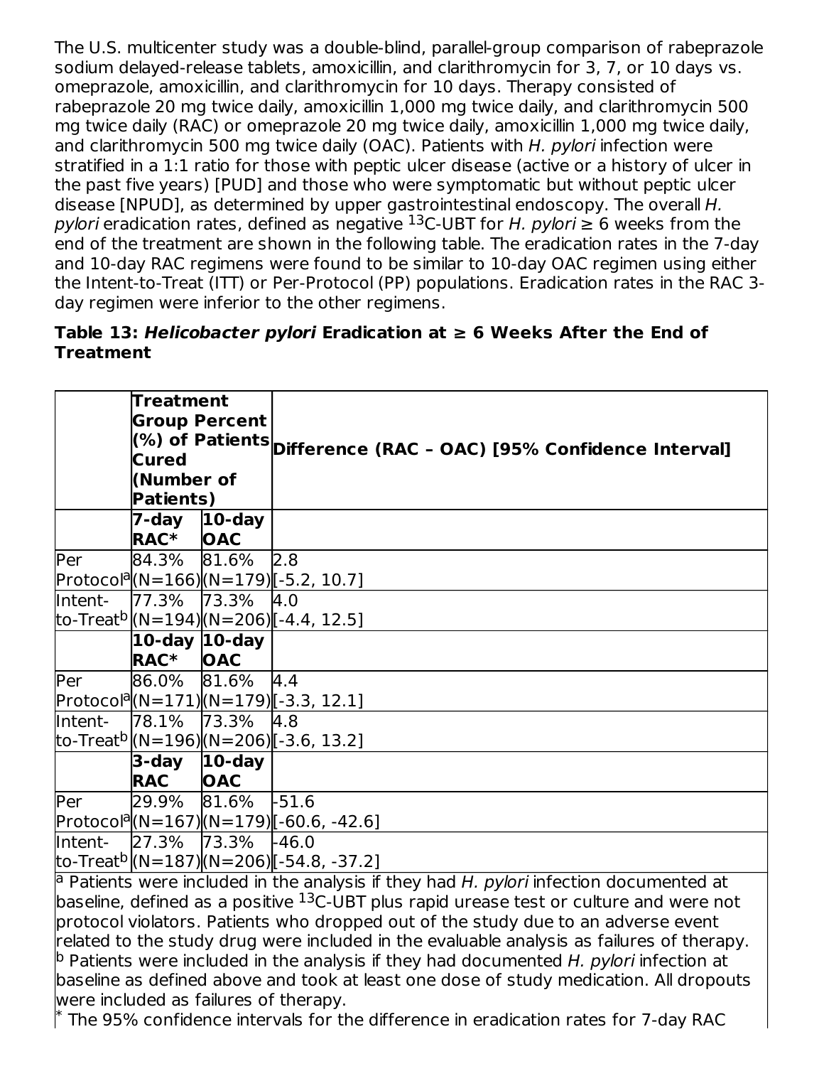The U.S. multicenter study was a double-blind, parallel-group comparison of rabeprazole sodium delayed-release tablets, amoxicillin, and clarithromycin for 3, 7, or 10 days vs. omeprazole, amoxicillin, and clarithromycin for 10 days. Therapy consisted of rabeprazole 20 mg twice daily, amoxicillin 1,000 mg twice daily, and clarithromycin 500 mg twice daily (RAC) or omeprazole 20 mg twice daily, amoxicillin 1,000 mg twice daily, and clarithromycin 500 mg twice daily (OAC). Patients with *H. pylori* infection were stratified in a 1:1 ratio for those with peptic ulcer disease (active or a history of ulcer in the past five years) [PUD] and those who were symptomatic but without peptic ulcer disease [NPUD], as determined by upper gastrointestinal endoscopy. The overall *H. pylori* eradication rates, defined as negative $^{13}$C-UBT for *H. pylori* ≥ 6 weeks from the end of the treatment are shown in the following table. The eradication rates in the 7-day and 10-day RAC regimens were found to be similar to 10-day OAC regimen using either the Intent-to-Treat (ITT) or Per-Protocol (PP) populations. Eradication rates in the RAC 3-day regimen were inferior to the other regimens.

**Table 13: *Helicobacter pylori* Eradication at ≥ 6 Weeks After the End of Treatment**

| | **Treatment Group Percent (%) of Patients Cured (Number of Patients)** | | **Difference (RAC – OAC) [95% Confidence Interval]** |
|---|---|---|---|
| | **7-day RAC*** | **10-day OAC** | |
| Per Protocol[a] | 84.3% (N=166) | 81.6% (N=179) | 2.8 [-5.2, 10.7] |
| Intent-to-Treat[b] | 77.3% (N=194) | 73.3% (N=206) | 4.0 [-4.4, 12.5] |
| | **10-day RAC*** | **10-day OAC** | |
| Per Protocol[a] | 86.0% (N=171) | 81.6% (N=179) | 4.4 [-3.3, 12.1] |
| Intent-to-Treat[b] | 78.1% (N=196) | 73.3% (N=206) | 4.8 [-3.6, 13.2] |
| | **3-day RAC** | **10-day OAC** | |
| Per Protocol[a] | 29.9% (N=167) | 81.6% (N=179) | -51.6 [-60.6, -42.6] |
| Intent-to-Treat[b] | 27.3% (N=187) | 73.3% (N=206) | -46.0 [-54.8, -37.2] |

[a] Patients were included in the analysis if they had *H. pylori* infection documented at baseline, defined as a positive $^{13}$C-UBT plus rapid urease test or culture and were not protocol violators. Patients who dropped out of the study due to an adverse event related to the study drug were included in the evaluable analysis as failures of therapy.
[b] Patients were included in the analysis if they had documented *H. pylori* infection at baseline as defined above and took at least one dose of study medication. All dropouts were included as failures of therapy.
* The 95% confidence intervals for the difference in eradication rates for 7-day RAC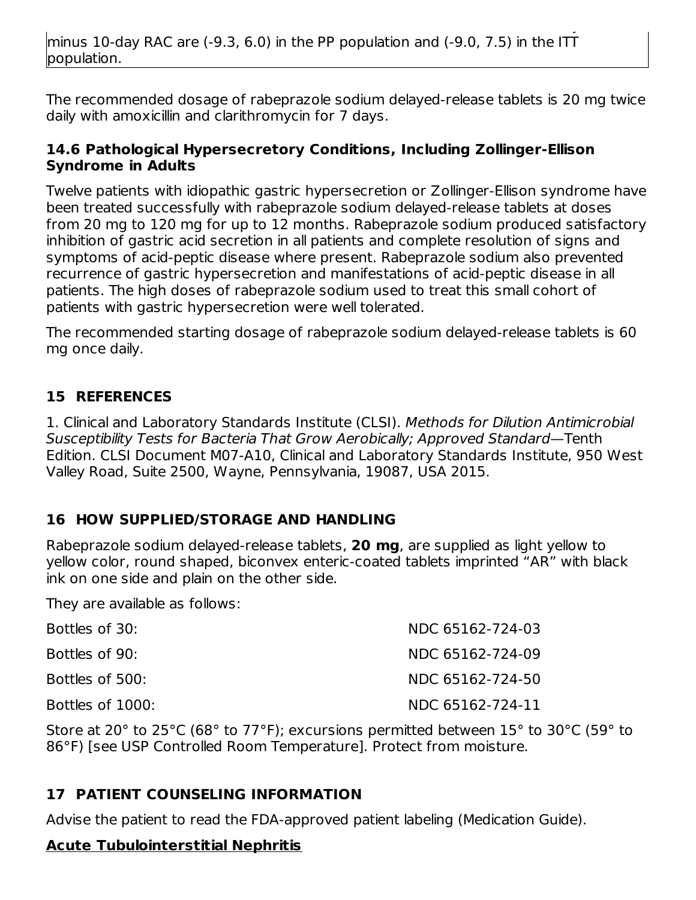minus 10-day RAC are (-9.3, 6.0) in the PP population and (-9.0, 7.5) in the ITT population.

The recommended dosage of rabeprazole sodium delayed-release tablets is 20 mg twice daily with amoxicillin and clarithromycin for 7 days.

### 14.6 Pathological Hypersecretory Conditions, Including Zollinger-Ellison Syndrome in Adults

Twelve patients with idiopathic gastric hypersecretion or Zollinger-Ellison syndrome have been treated successfully with rabeprazole sodium delayed-release tablets at doses from 20 mg to 120 mg for up to 12 months. Rabeprazole sodium produced satisfactory inhibition of gastric acid secretion in all patients and complete resolution of signs and symptoms of acid-peptic disease where present. Rabeprazole sodium also prevented recurrence of gastric hypersecretion and manifestations of acid-peptic disease in all patients. The high doses of rabeprazole sodium used to treat this small cohort of patients with gastric hypersecretion were well tolerated.

The recommended starting dosage of rabeprazole sodium delayed-release tablets is 60 mg once daily.

## 15 REFERENCES

1. Clinical and Laboratory Standards Institute (CLSI). *Methods for Dilution Antimicrobial Susceptibility Tests for Bacteria That Grow Aerobically; Approved Standard*—Tenth Edition. CLSI Document M07-A10, Clinical and Laboratory Standards Institute, 950 West Valley Road, Suite 2500, Wayne, Pennsylvania, 19087, USA 2015.

## 16 HOW SUPPLIED/STORAGE AND HANDLING

Rabeprazole sodium delayed-release tablets, **20 mg**, are supplied as light yellow to yellow color, round shaped, biconvex enteric-coated tablets imprinted "AR" with black ink on one side and plain on the other side.

They are available as follows:

| | |
|---|---|
| Bottles of 30: | NDC 65162-724-03 |
| Bottles of 90: | NDC 65162-724-09 |
| Bottles of 500: | NDC 65162-724-50 |
| Bottles of 1000: | NDC 65162-724-11 |

Store at 20° to 25°C (68° to 77°F); excursions permitted between 15° to 30°C (59° to 86°F) [see USP Controlled Room Temperature]. Protect from moisture.

## 17 PATIENT COUNSELING INFORMATION

Advise the patient to read the FDA-approved patient labeling (Medication Guide).

**Acute Tubulointerstitial Nephritis**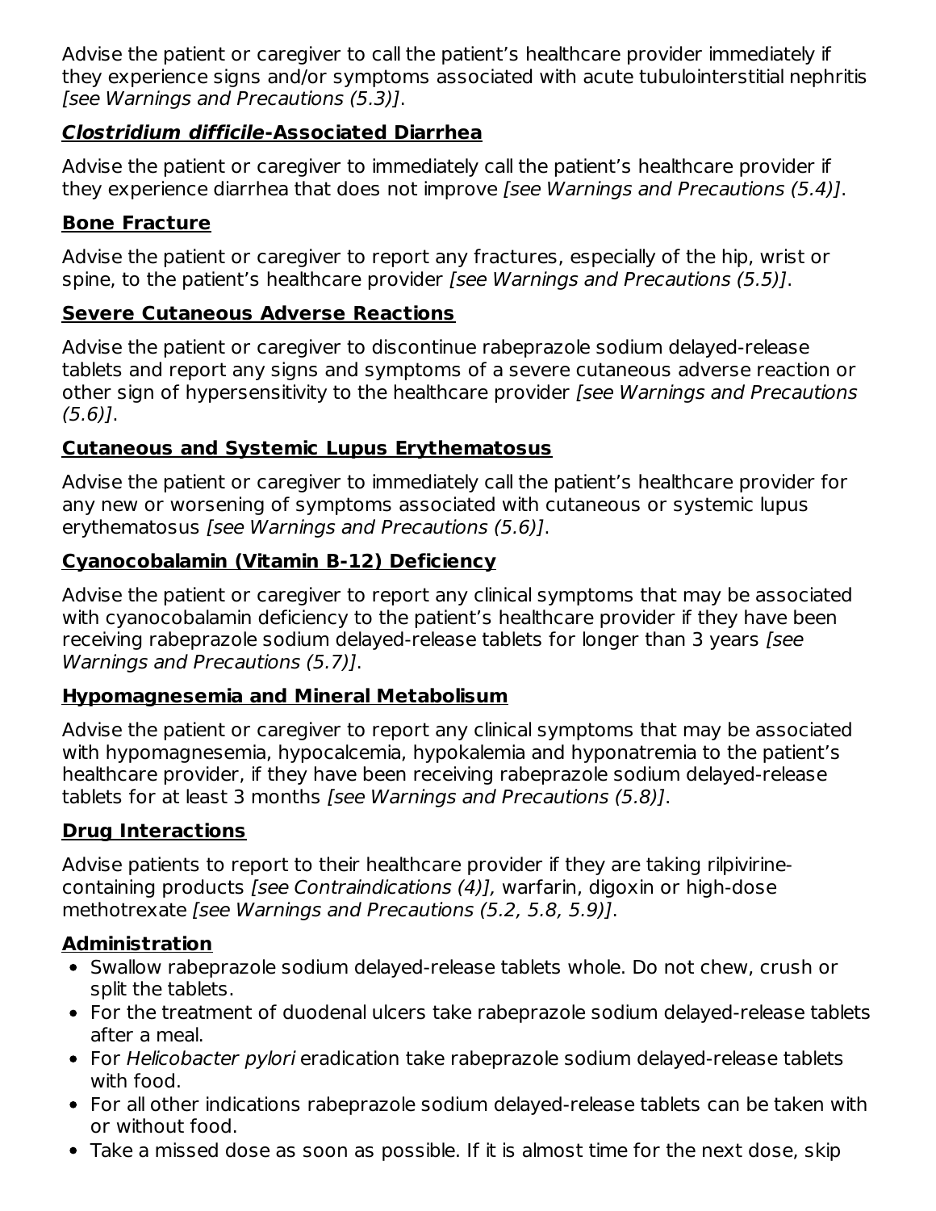Advise the patient or caregiver to call the patient's healthcare provider immediately if they experience signs and/or symptoms associated with acute tubulointerstitial nephritis *[see Warnings and Precautions (5.3)]*.

**_Clostridium difficile_-Associated Diarrhea**

Advise the patient or caregiver to immediately call the patient's healthcare provider if they experience diarrhea that does not improve *[see Warnings and Precautions (5.4)]*.

**Bone Fracture**

Advise the patient or caregiver to report any fractures, especially of the hip, wrist or spine, to the patient's healthcare provider *[see Warnings and Precautions (5.5)]*.

**Severe Cutaneous Adverse Reactions**

Advise the patient or caregiver to discontinue rabeprazole sodium delayed-release tablets and report any signs and symptoms of a severe cutaneous adverse reaction or other sign of hypersensitivity to the healthcare provider *[see Warnings and Precautions (5.6)]*.

**Cutaneous and Systemic Lupus Erythematosus**

Advise the patient or caregiver to immediately call the patient's healthcare provider for any new or worsening of symptoms associated with cutaneous or systemic lupus erythematosus *[see Warnings and Precautions (5.6)]*.

**Cyanocobalamin (Vitamin B-12) Deficiency**

Advise the patient or caregiver to report any clinical symptoms that may be associated with cyanocobalamin deficiency to the patient's healthcare provider if they have been receiving rabeprazole sodium delayed-release tablets for longer than 3 years *[see Warnings and Precautions (5.7)]*.

**Hypomagnesemia and Mineral Metabolisum**

Advise the patient or caregiver to report any clinical symptoms that may be associated with hypomagnesemia, hypocalcemia, hypokalemia and hyponatremia to the patient's healthcare provider, if they have been receiving rabeprazole sodium delayed-release tablets for at least 3 months *[see Warnings and Precautions (5.8)]*.

**Drug Interactions**

Advise patients to report to their healthcare provider if they are taking rilpivirine-containing products *[see Contraindications (4)],* warfarin, digoxin or high-dose methotrexate *[see Warnings and Precautions (5.2, 5.8, 5.9)]*.

**Administration**

- Swallow rabeprazole sodium delayed-release tablets whole. Do not chew, crush or split the tablets.
- For the treatment of duodenal ulcers take rabeprazole sodium delayed-release tablets after a meal.
- For *Helicobacter pylori* eradication take rabeprazole sodium delayed-release tablets with food.
- For all other indications rabeprazole sodium delayed-release tablets can be taken with or without food.
- Take a missed dose as soon as possible. If it is almost time for the next dose, skip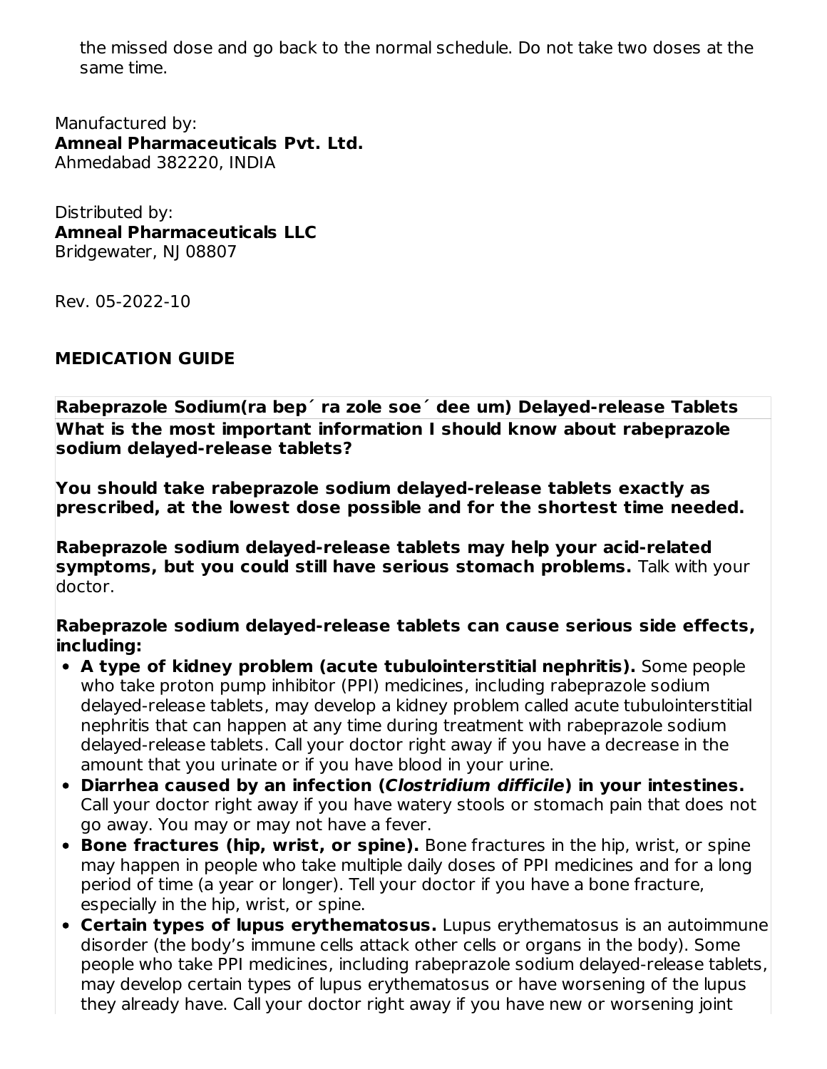the missed dose and go back to the normal schedule. Do not take two doses at the same time.

Manufactured by:
**Amneal Pharmaceuticals Pvt. Ltd.**
Ahmedabad 382220, INDIA

Distributed by:
**Amneal Pharmaceuticals LLC**
Bridgewater, NJ 08807

Rev. 05-2022-10

## MEDICATION GUIDE

**Rabeprazole Sodium(ra bep´ ra zole soe´ dee um) Delayed-release Tablets**

**What is the most important information I should know about rabeprazole sodium delayed-release tablets?**

**You should take rabeprazole sodium delayed-release tablets exactly as prescribed, at the lowest dose possible and for the shortest time needed.**

**Rabeprazole sodium delayed-release tablets may help your acid-related symptoms, but you could still have serious stomach problems.** Talk with your doctor.

**Rabeprazole sodium delayed-release tablets can cause serious side effects, including:**

- **A type of kidney problem (acute tubulointerstitial nephritis).** Some people who take proton pump inhibitor (PPI) medicines, including rabeprazole sodium delayed-release tablets, may develop a kidney problem called acute tubulointerstitial nephritis that can happen at any time during treatment with rabeprazole sodium delayed-release tablets. Call your doctor right away if you have a decrease in the amount that you urinate or if you have blood in your urine.
- **Diarrhea caused by an infection (*Clostridium difficile*) in your intestines.** Call your doctor right away if you have watery stools or stomach pain that does not go away. You may or may not have a fever.
- **Bone fractures (hip, wrist, or spine).** Bone fractures in the hip, wrist, or spine may happen in people who take multiple daily doses of PPI medicines and for a long period of time (a year or longer). Tell your doctor if you have a bone fracture, especially in the hip, wrist, or spine.
- **Certain types of lupus erythematosus.** Lupus erythematosus is an autoimmune disorder (the body's immune cells attack other cells or organs in the body). Some people who take PPI medicines, including rabeprazole sodium delayed-release tablets, may develop certain types of lupus erythematosus or have worsening of the lupus they already have. Call your doctor right away if you have new or worsening joint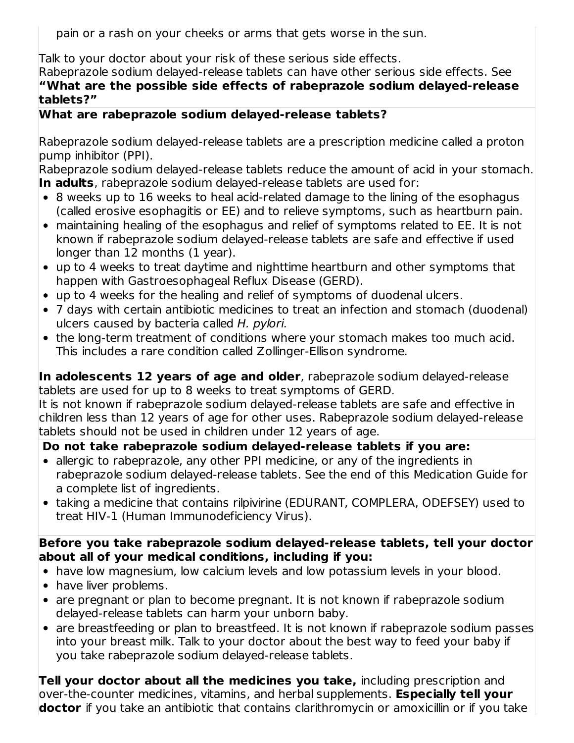pain or a rash on your cheeks or arms that gets worse in the sun.

Talk to your doctor about your risk of these serious side effects.
Rabeprazole sodium delayed-release tablets can have other serious side effects. See **"What are the possible side effects of rabeprazole sodium delayed-release tablets?"**

**What are rabeprazole sodium delayed-release tablets?**

Rabeprazole sodium delayed-release tablets are a prescription medicine called a proton pump inhibitor (PPI).
Rabeprazole sodium delayed-release tablets reduce the amount of acid in your stomach.
**In adults**, rabeprazole sodium delayed-release tablets are used for:

- 8 weeks up to 16 weeks to heal acid-related damage to the lining of the esophagus (called erosive esophagitis or EE) and to relieve symptoms, such as heartburn pain.
- maintaining healing of the esophagus and relief of symptoms related to EE. It is not known if rabeprazole sodium delayed-release tablets are safe and effective if used longer than 12 months (1 year).
- up to 4 weeks to treat daytime and nighttime heartburn and other symptoms that happen with Gastroesophageal Reflux Disease (GERD).
- up to 4 weeks for the healing and relief of symptoms of duodenal ulcers.
- 7 days with certain antibiotic medicines to treat an infection and stomach (duodenal) ulcers caused by bacteria called *H. pylori*.
- the long-term treatment of conditions where your stomach makes too much acid. This includes a rare condition called Zollinger-Ellison syndrome.

**In adolescents 12 years of age and older**, rabeprazole sodium delayed-release tablets are used for up to 8 weeks to treat symptoms of GERD.
It is not known if rabeprazole sodium delayed-release tablets are safe and effective in children less than 12 years of age for other uses. Rabeprazole sodium delayed-release tablets should not be used in children under 12 years of age.

**Do not take rabeprazole sodium delayed-release tablets if you are:**

- allergic to rabeprazole, any other PPI medicine, or any of the ingredients in rabeprazole sodium delayed-release tablets. See the end of this Medication Guide for a complete list of ingredients.
- taking a medicine that contains rilpivirine (EDURANT, COMPLERA, ODEFSEY) used to treat HIV-1 (Human Immunodeficiency Virus).

**Before you take rabeprazole sodium delayed-release tablets, tell your doctor about all of your medical conditions, including if you:**

- have low magnesium, low calcium levels and low potassium levels in your blood.
- have liver problems.
- are pregnant or plan to become pregnant. It is not known if rabeprazole sodium delayed-release tablets can harm your unborn baby.
- are breastfeeding or plan to breastfeed. It is not known if rabeprazole sodium passes into your breast milk. Talk to your doctor about the best way to feed your baby if you take rabeprazole sodium delayed-release tablets.

**Tell your doctor about all the medicines you take,** including prescription and over-the-counter medicines, vitamins, and herbal supplements. **Especially tell your doctor** if you take an antibiotic that contains clarithromycin or amoxicillin or if you take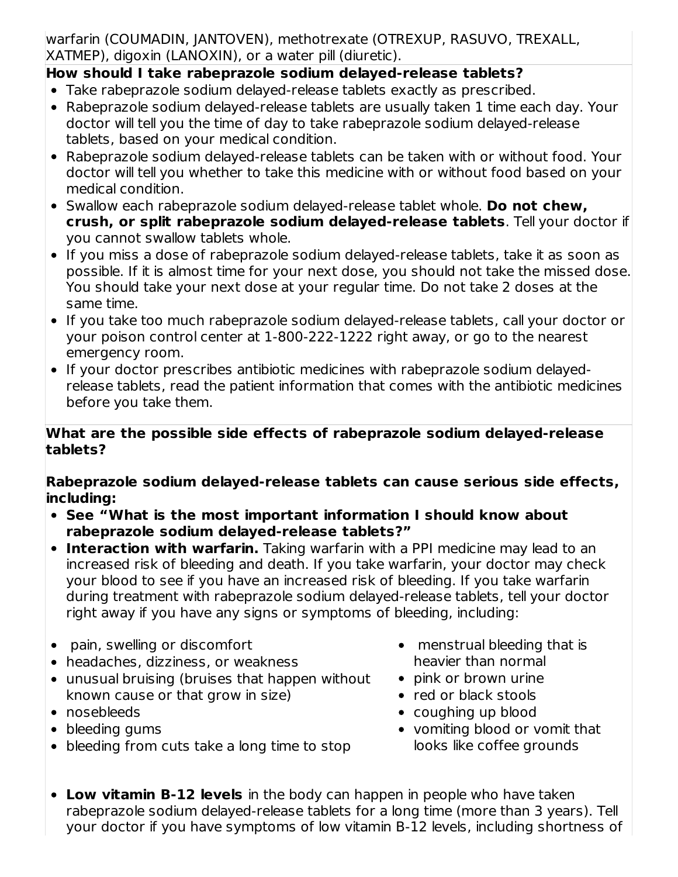warfarin (COUMADIN, JANTOVEN), methotrexate (OTREXUP, RASUVO, TREXALL, XATMEP), digoxin (LANOXIN), or a water pill (diuretic).

**How should I take rabeprazole sodium delayed-release tablets?**

- Take rabeprazole sodium delayed-release tablets exactly as prescribed.
- Rabeprazole sodium delayed-release tablets are usually taken 1 time each day. Your doctor will tell you the time of day to take rabeprazole sodium delayed-release tablets, based on your medical condition.
- Rabeprazole sodium delayed-release tablets can be taken with or without food. Your doctor will tell you whether to take this medicine with or without food based on your medical condition.
- Swallow each rabeprazole sodium delayed-release tablet whole. **Do not chew, crush, or split rabeprazole sodium delayed-release tablets**. Tell your doctor if you cannot swallow tablets whole.
- If you miss a dose of rabeprazole sodium delayed-release tablets, take it as soon as possible. If it is almost time for your next dose, you should not take the missed dose. You should take your next dose at your regular time. Do not take 2 doses at the same time.
- If you take too much rabeprazole sodium delayed-release tablets, call your doctor or your poison control center at 1-800-222-1222 right away, or go to the nearest emergency room.
- If your doctor prescribes antibiotic medicines with rabeprazole sodium delayed-release tablets, read the patient information that comes with the antibiotic medicines before you take them.

**What are the possible side effects of rabeprazole sodium delayed-release tablets?**

**Rabeprazole sodium delayed-release tablets can cause serious side effects, including:**

- **See "What is the most important information I should know about rabeprazole sodium delayed-release tablets?"**
- **Interaction with warfarin.** Taking warfarin with a PPI medicine may lead to an increased risk of bleeding and death. If you take warfarin, your doctor may check your blood to see if you have an increased risk of bleeding. If you take warfarin during treatment with rabeprazole sodium delayed-release tablets, tell your doctor right away if you have any signs or symptoms of bleeding, including:

  - pain, swelling or discomfort
  - headaches, dizziness, or weakness
  - unusual bruising (bruises that happen without known cause or that grow in size)
  - nosebleeds
  - bleeding gums
  - bleeding from cuts take a long time to stop
  - menstrual bleeding that is heavier than normal
  - pink or brown urine
  - red or black stools
  - coughing up blood
  - vomiting blood or vomit that looks like coffee grounds

- **Low vitamin B-12 levels** in the body can happen in people who have taken rabeprazole sodium delayed-release tablets for a long time (more than 3 years). Tell your doctor if you have symptoms of low vitamin B-12 levels, including shortness of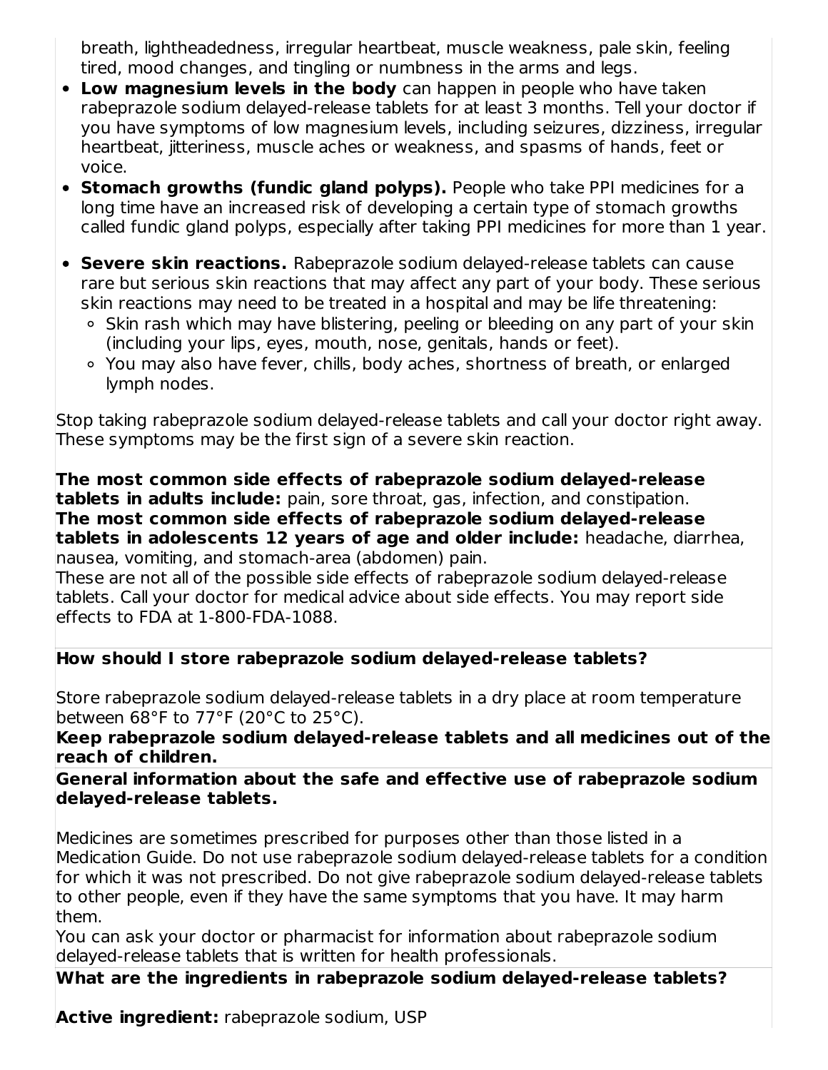breath, lightheadedness, irregular heartbeat, muscle weakness, pale skin, feeling tired, mood changes, and tingling or numbness in the arms and legs.

- **Low magnesium levels in the body** can happen in people who have taken rabeprazole sodium delayed-release tablets for at least 3 months. Tell your doctor if you have symptoms of low magnesium levels, including seizures, dizziness, irregular heartbeat, jitteriness, muscle aches or weakness, and spasms of hands, feet or voice.
- **Stomach growths (fundic gland polyps).** People who take PPI medicines for a long time have an increased risk of developing a certain type of stomach growths called fundic gland polyps, especially after taking PPI medicines for more than 1 year.
- **Severe skin reactions.** Rabeprazole sodium delayed-release tablets can cause rare but serious skin reactions that may affect any part of your body. These serious skin reactions may need to be treated in a hospital and may be life threatening:
  - Skin rash which may have blistering, peeling or bleeding on any part of your skin (including your lips, eyes, mouth, nose, genitals, hands or feet).
  - You may also have fever, chills, body aches, shortness of breath, or enlarged lymph nodes.

Stop taking rabeprazole sodium delayed-release tablets and call your doctor right away. These symptoms may be the first sign of a severe skin reaction.

**The most common side effects of rabeprazole sodium delayed-release tablets in adults include:** pain, sore throat, gas, infection, and constipation.
**The most common side effects of rabeprazole sodium delayed-release tablets in adolescents 12 years of age and older include:** headache, diarrhea, nausea, vomiting, and stomach-area (abdomen) pain.
These are not all of the possible side effects of rabeprazole sodium delayed-release tablets. Call your doctor for medical advice about side effects. You may report side effects to FDA at 1-800-FDA-1088.

**How should I store rabeprazole sodium delayed-release tablets?**

Store rabeprazole sodium delayed-release tablets in a dry place at room temperature between 68°F to 77°F (20°C to 25°C).
**Keep rabeprazole sodium delayed-release tablets and all medicines out of the reach of children.**

**General information about the safe and effective use of rabeprazole sodium delayed-release tablets.**

Medicines are sometimes prescribed for purposes other than those listed in a Medication Guide. Do not use rabeprazole sodium delayed-release tablets for a condition for which it was not prescribed. Do not give rabeprazole sodium delayed-release tablets to other people, even if they have the same symptoms that you have. It may harm them.
You can ask your doctor or pharmacist for information about rabeprazole sodium delayed-release tablets that is written for health professionals.

**What are the ingredients in rabeprazole sodium delayed-release tablets?**

**Active ingredient:** rabeprazole sodium, USP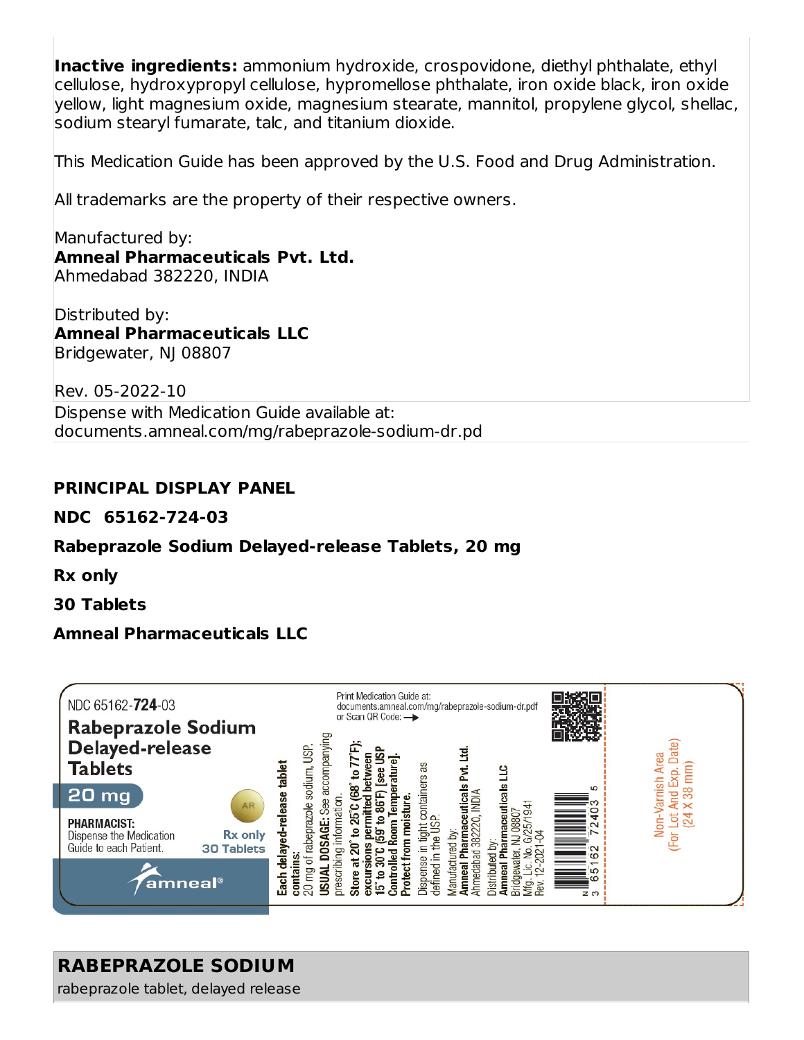**Inactive ingredients:** ammonium hydroxide, crospovidone, diethyl phthalate, ethyl cellulose, hydroxypropyl cellulose, hypromellose phthalate, iron oxide black, iron oxide yellow, light magnesium oxide, magnesium stearate, mannitol, propylene glycol, shellac, sodium stearyl fumarate, talc, and titanium dioxide.

This Medication Guide has been approved by the U.S. Food and Drug Administration.

All trademarks are the property of their respective owners.

Manufactured by:
**Amneal Pharmaceuticals Pvt. Ltd.**
Ahmedabad 382220, INDIA

Distributed by:
**Amneal Pharmaceuticals LLC**
Bridgewater, NJ 08807

Rev. 05-2022-10

Dispense with Medication Guide available at:
documents.amneal.com/mg/rabeprazole-sodium-dr.pd

**PRINCIPAL DISPLAY PANEL**

**NDC 65162-724-03**

**Rabeprazole Sodium Delayed-release Tablets, 20 mg**

**Rx only**

**30 Tablets**

**Amneal Pharmaceuticals LLC**

NDC 65162-**724**-03

**Rabeprazole Sodium Delayed-release Tablets**

**20 mg**

AR

**PHARMACIST:** Dispense the Medication Guide to each Patient.

Rx only
30 Tablets

amneal®

Print Medication Guide at:
documents.amneal.com/mg/rabeprazole-sodium-dr.pdf
or Scan QR Code: →

**Each delayed-release tablet contains:**
20 mg of rabeprazole sodium, USP.

**USUAL DOSAGE:** See accompanying prescribing information.

**Store at 20° to 25°C (68° to 77°F); excursions permitted between 15° to 30°C (59° to 86°F) [see USP Controlled Room Temperature]. Protect from moisture.**

Dispense in tight containers as defined in the USP.

Manufactured by:
**Amneal Pharmaceuticals Pvt. Ltd.**
Ahmedabad 382220, INDIA

Distributed by:
**Amneal Pharmaceuticals LLC**
Bridgewater, NJ 08807
Mfg. Lic. No. G/25/1941
Rev. 12-2021-04

N 3 65162 72403 5

Non-Varnish Area
(For Lot And Exp. Date)
(24 X 38 mm)

**RABEPRAZOLE SODIUM**
rabeprazole tablet, delayed release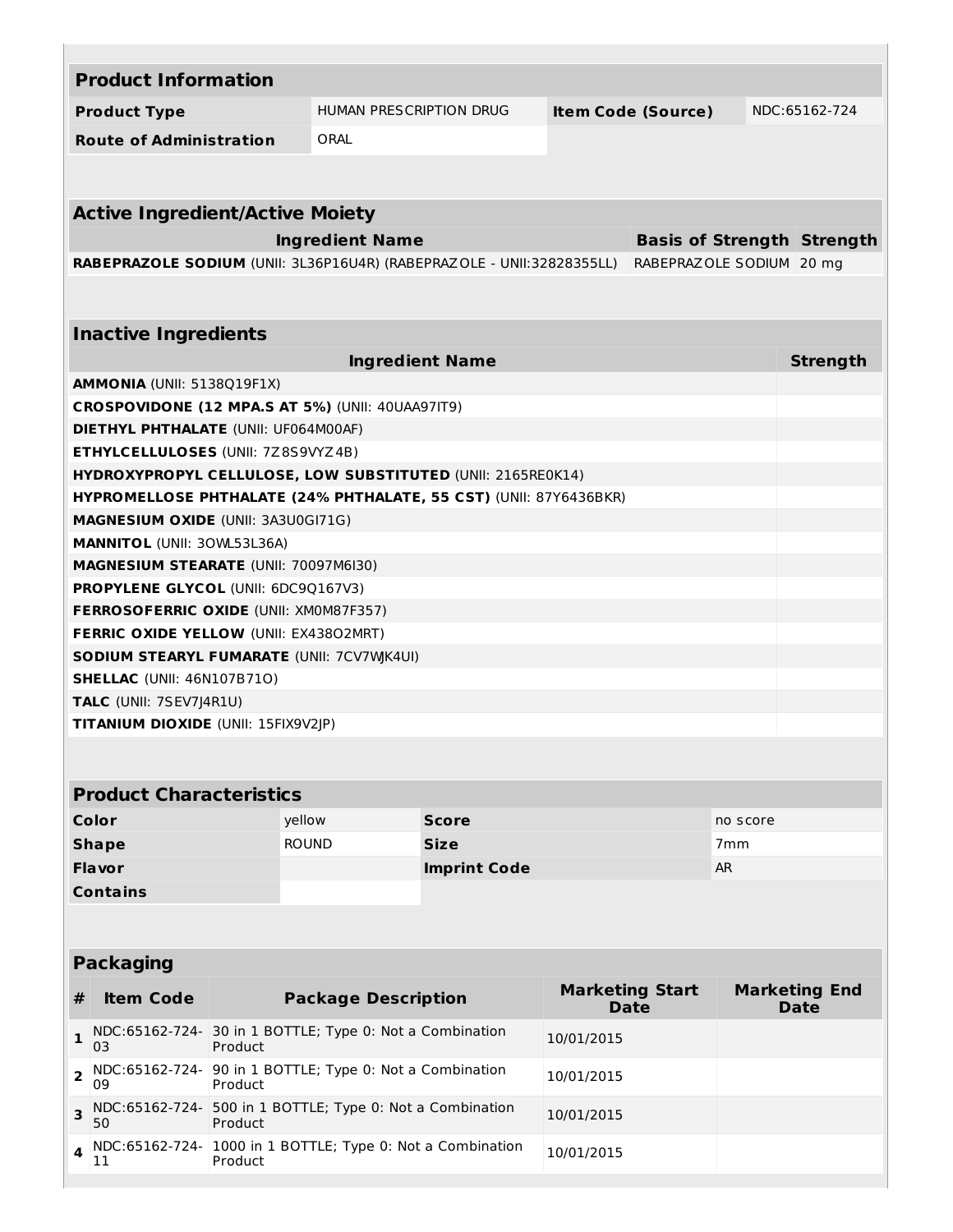| Product Information | | | |
|---|---|---|---|
| **Product Type** | HUMAN PRESCRIPTION DRUG | **Item Code (Source)** | NDC:65162-724 |
| **Route of Administration** | ORAL | | |

| Active Ingredient/Active Moiety | | |
|---|---|---|
| **Ingredient Name** | **Basis of Strength** | **Strength** |
| **RABEPRAZOLE SODIUM** (UNII: 3L36P16U4R) (RABEPRAZOLE - UNII:32828355LL) | RABEPRAZOLE SODIUM | 20 mg |

| Inactive Ingredients | |
|---|---|
| **Ingredient Name** | **Strength** |
| **AMMONIA** (UNII: 5138Q19F1X) | |
| **CROSPOVIDONE (12 MPA.S AT 5%)** (UNII: 40UAA97IT9) | |
| **DIETHYL PHTHALATE** (UNII: UF064M00AF) | |
| **ETHYLCELLULOSES** (UNII: 7Z8S9VYZ4B) | |
| **HYDROXYPROPYL CELLULOSE, LOW SUBSTITUTED** (UNII: 2165RE0K14) | |
| **HYPROMELLOSE PHTHALATE (24% PHTHALATE, 55 CST)** (UNII: 87Y6436BKR) | |
| **MAGNESIUM OXIDE** (UNII: 3A3U0GI71G) | |
| **MANNITOL** (UNII: 3OWL53L36A) | |
| **MAGNESIUM STEARATE** (UNII: 70097M6I30) | |
| **PROPYLENE GLYCOL** (UNII: 6DC9Q167V3) | |
| **FERROSOFERRIC OXIDE** (UNII: XM0M87F357) | |
| **FERRIC OXIDE YELLOW** (UNII: EX438O2MRT) | |
| **SODIUM STEARYL FUMARATE** (UNII: 7CV7WJK4UI) | |
| **SHELLAC** (UNII: 46N107B71O) | |
| **TALC** (UNII: 7SEV7J4R1U) | |
| **TITANIUM DIOXIDE** (UNII: 15FIX9V2JP) | |

| Product Characteristics | | | |
|---|---|---|---|
| **Color** | yellow | **Score** | no score |
| **Shape** | ROUND | **Size** | 7mm |
| **Flavor** | | **Imprint Code** | AR |
| **Contains** | | | |

| Packaging | | | | |
|---|---|---|---|---|
| **#** | **Item Code** | **Package Description** | **Marketing Start Date** | **Marketing End Date** |
| **1** | NDC:65162-724-03 | 30 in 1 BOTTLE; Type 0: Not a Combination Product | 10/01/2015 | |
| **2** | NDC:65162-724-09 | 90 in 1 BOTTLE; Type 0: Not a Combination Product | 10/01/2015 | |
| **3** | NDC:65162-724-50 | 500 in 1 BOTTLE; Type 0: Not a Combination Product | 10/01/2015 | |
| **4** | NDC:65162-724-11 | 1000 in 1 BOTTLE; Type 0: Not a Combination Product | 10/01/2015 | |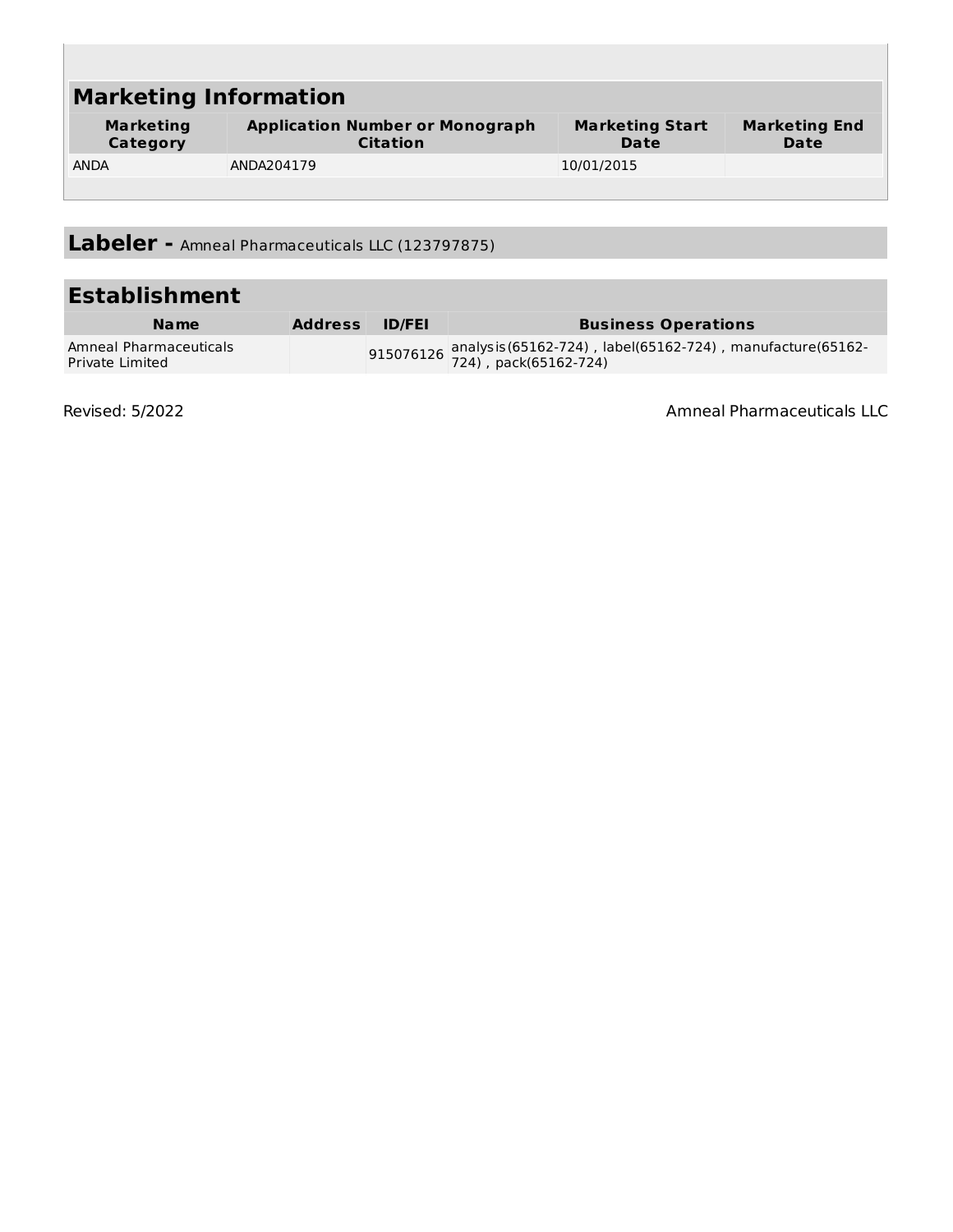## Marketing Information

| Marketing Category | Application Number or Monograph Citation | Marketing Start Date | Marketing End Date |
|---|---|---|---|
| ANDA | ANDA204179 | 10/01/2015 | |

## Labeler - Amneal Pharmaceuticals LLC (123797875)

## Establishment

| Name | Address | ID/FEI | Business Operations |
|---|---|---|---|
| Amneal Pharmaceuticals Private Limited | | 915076126 | analysis(65162-724) , label(65162-724) , manufacture(65162-724) , pack(65162-724) |

Revised: 5/2022

Amneal Pharmaceuticals LLC